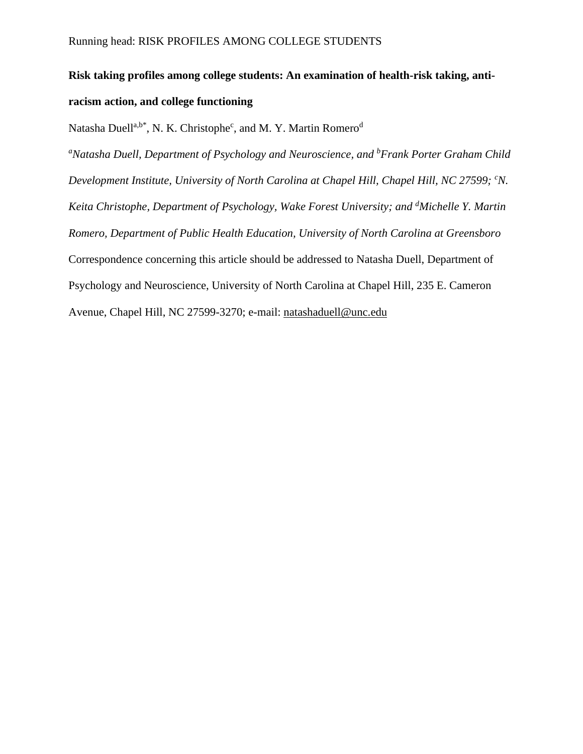**Risk taking profiles among college students: An examination of health-risk taking, anti-racism action, and college functioning**

Natasha Duell[a,b*], N. K. Christophe[c], and M. Y. Martin Romero[d]

[a]*Natasha Duell, Department of Psychology and Neuroscience, and* [b]*Frank Porter Graham Child Development Institute, University of North Carolina at Chapel Hill, Chapel Hill, NC 27599;* [c]*N. Keita Christophe, Department of Psychology, Wake Forest University; and* [d]*Michelle Y. Martin Romero, Department of Public Health Education, University of North Carolina at Greensboro*

Correspondence concerning this article should be addressed to Natasha Duell, Department of Psychology and Neuroscience, University of North Carolina at Chapel Hill, 235 E. Cameron Avenue, Chapel Hill, NC 27599-3270; e-mail: natashaduell@unc.edu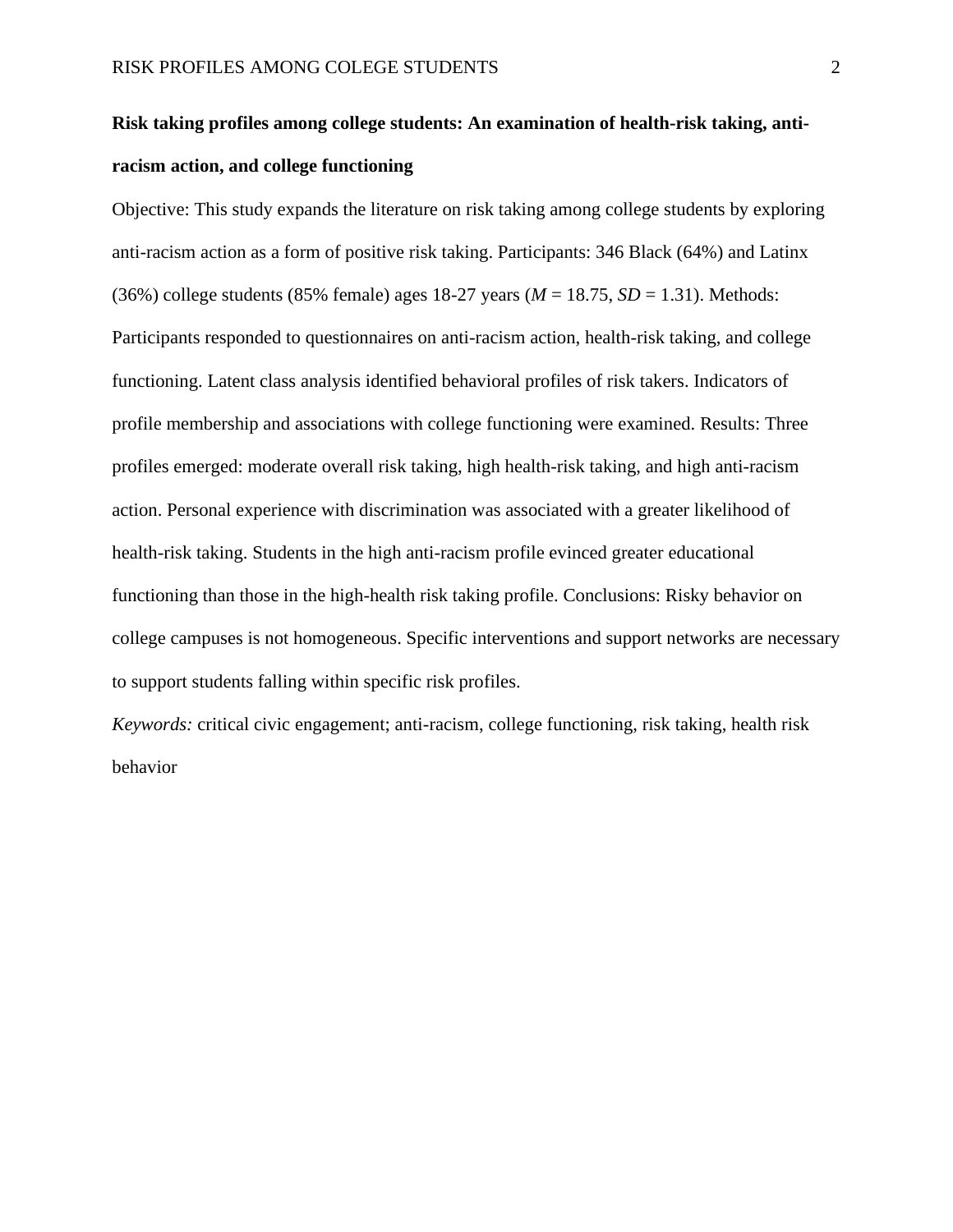**Risk taking profiles among college students: An examination of health-risk taking, anti-racism action, and college functioning**

Objective: This study expands the literature on risk taking among college students by exploring anti-racism action as a form of positive risk taking. Participants: 346 Black (64%) and Latinx (36%) college students (85% female) ages 18-27 years (*M* = 18.75, *SD* = 1.31). Methods: Participants responded to questionnaires on anti-racism action, health-risk taking, and college functioning. Latent class analysis identified behavioral profiles of risk takers. Indicators of profile membership and associations with college functioning were examined. Results: Three profiles emerged: moderate overall risk taking, high health-risk taking, and high anti-racism action. Personal experience with discrimination was associated with a greater likelihood of health-risk taking. Students in the high anti-racism profile evinced greater educational functioning than those in the high-health risk taking profile. Conclusions: Risky behavior on college campuses is not homogeneous. Specific interventions and support networks are necessary to support students falling within specific risk profiles.

*Keywords:* critical civic engagement; anti-racism, college functioning, risk taking, health risk behavior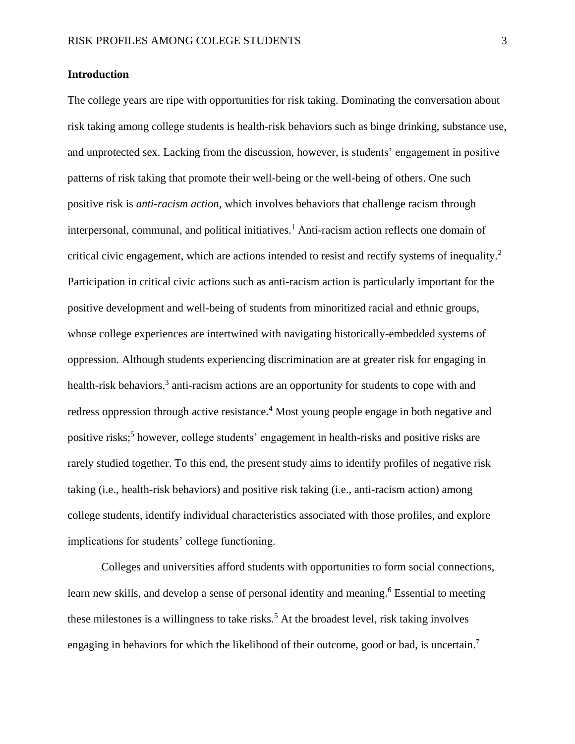## Introduction

The college years are ripe with opportunities for risk taking. Dominating the conversation about risk taking among college students is health-risk behaviors such as binge drinking, substance use, and unprotected sex. Lacking from the discussion, however, is students' engagement in positive patterns of risk taking that promote their well-being or the well-being of others. One such positive risk is *anti-racism action,* which involves behaviors that challenge racism through interpersonal, communal, and political initiatives.[1] Anti-racism action reflects one domain of critical civic engagement, which are actions intended to resist and rectify systems of inequality.[2] Participation in critical civic actions such as anti-racism action is particularly important for the positive development and well-being of students from minoritized racial and ethnic groups, whose college experiences are intertwined with navigating historically-embedded systems of oppression. Although students experiencing discrimination are at greater risk for engaging in health-risk behaviors,[3] anti-racism actions are an opportunity for students to cope with and redress oppression through active resistance.[4] Most young people engage in both negative and positive risks;[5] however, college students' engagement in health-risks and positive risks are rarely studied together. To this end, the present study aims to identify profiles of negative risk taking (i.e., health-risk behaviors) and positive risk taking (i.e., anti-racism action) among college students, identify individual characteristics associated with those profiles, and explore implications for students' college functioning.

Colleges and universities afford students with opportunities to form social connections, learn new skills, and develop a sense of personal identity and meaning.[6] Essential to meeting these milestones is a willingness to take risks.[5] At the broadest level, risk taking involves engaging in behaviors for which the likelihood of their outcome, good or bad, is uncertain.[7]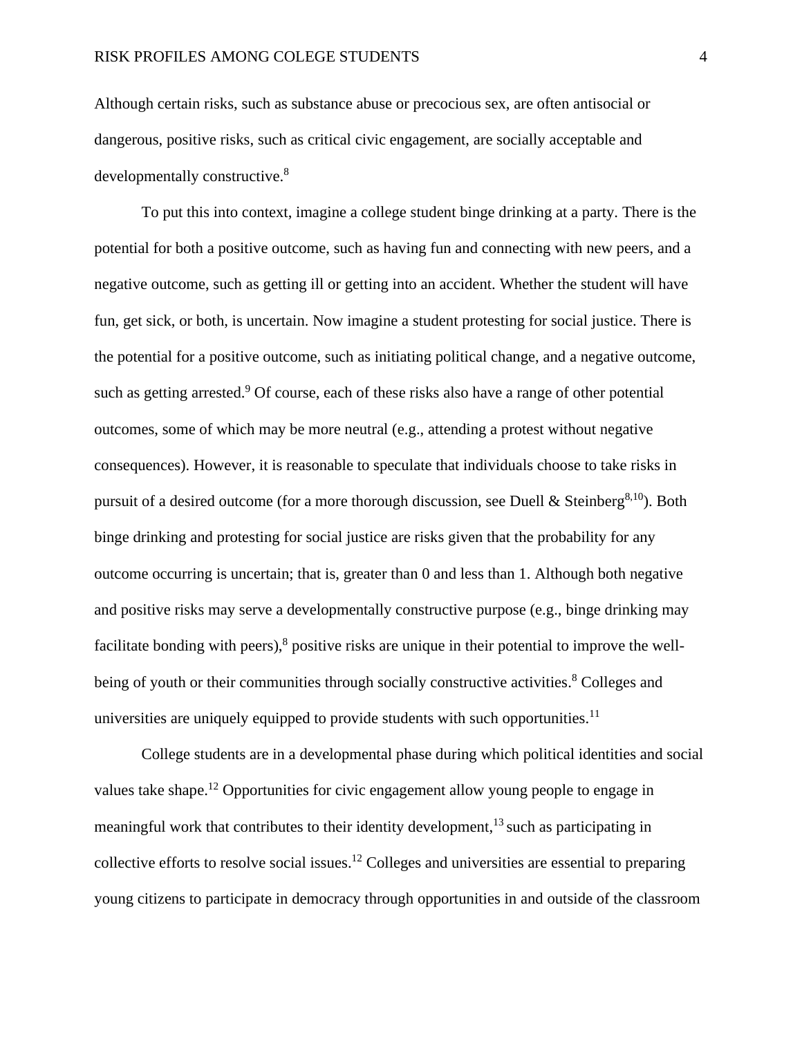Although certain risks, such as substance abuse or precocious sex, are often antisocial or dangerous, positive risks, such as critical civic engagement, are socially acceptable and developmentally constructive.[8]

To put this into context, imagine a college student binge drinking at a party. There is the potential for both a positive outcome, such as having fun and connecting with new peers, and a negative outcome, such as getting ill or getting into an accident. Whether the student will have fun, get sick, or both, is uncertain. Now imagine a student protesting for social justice. There is the potential for a positive outcome, such as initiating political change, and a negative outcome, such as getting arrested.[9] Of course, each of these risks also have a range of other potential outcomes, some of which may be more neutral (e.g., attending a protest without negative consequences). However, it is reasonable to speculate that individuals choose to take risks in pursuit of a desired outcome (for a more thorough discussion, see Duell & Steinberg[8,10]). Both binge drinking and protesting for social justice are risks given that the probability for any outcome occurring is uncertain; that is, greater than 0 and less than 1. Although both negative and positive risks may serve a developmentally constructive purpose (e.g., binge drinking may facilitate bonding with peers),[8] positive risks are unique in their potential to improve the well-being of youth or their communities through socially constructive activities.[8] Colleges and universities are uniquely equipped to provide students with such opportunities.[11]

College students are in a developmental phase during which political identities and social values take shape.[12] Opportunities for civic engagement allow young people to engage in meaningful work that contributes to their identity development,[13] such as participating in collective efforts to resolve social issues.[12] Colleges and universities are essential to preparing young citizens to participate in democracy through opportunities in and outside of the classroom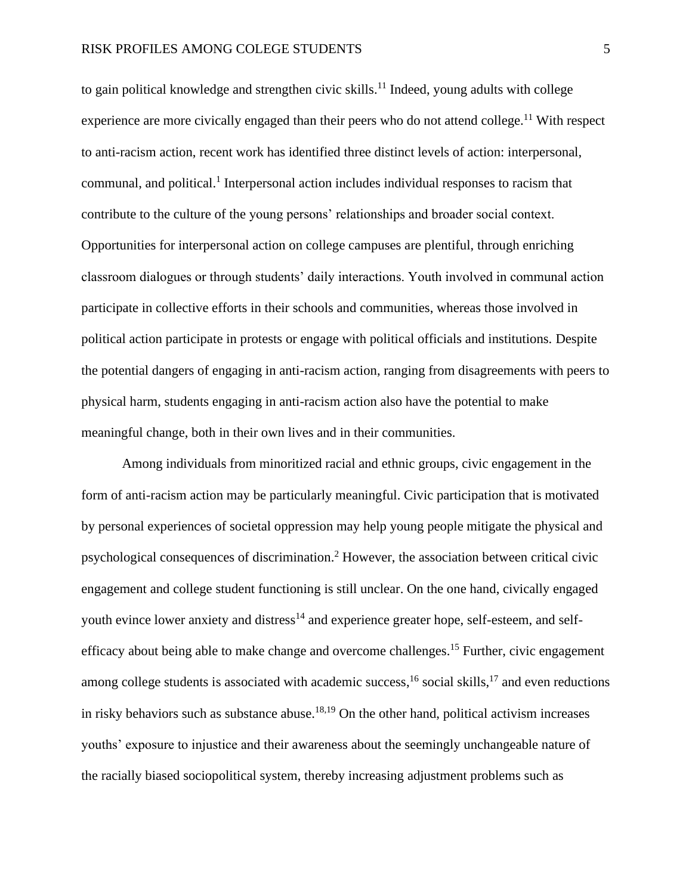to gain political knowledge and strengthen civic skills.[11] Indeed, young adults with college experience are more civically engaged than their peers who do not attend college.[11] With respect to anti-racism action, recent work has identified three distinct levels of action: interpersonal, communal, and political.[1] Interpersonal action includes individual responses to racism that contribute to the culture of the young persons' relationships and broader social context. Opportunities for interpersonal action on college campuses are plentiful, through enriching classroom dialogues or through students' daily interactions. Youth involved in communal action participate in collective efforts in their schools and communities, whereas those involved in political action participate in protests or engage with political officials and institutions. Despite the potential dangers of engaging in anti-racism action, ranging from disagreements with peers to physical harm, students engaging in anti-racism action also have the potential to make meaningful change, both in their own lives and in their communities.

Among individuals from minoritized racial and ethnic groups, civic engagement in the form of anti-racism action may be particularly meaningful. Civic participation that is motivated by personal experiences of societal oppression may help young people mitigate the physical and psychological consequences of discrimination.[2] However, the association between critical civic engagement and college student functioning is still unclear. On the one hand, civically engaged youth evince lower anxiety and distress[14] and experience greater hope, self-esteem, and self-efficacy about being able to make change and overcome challenges.[15] Further, civic engagement among college students is associated with academic success,[16] social skills,[17] and even reductions in risky behaviors such as substance abuse.[18,19] On the other hand, political activism increases youths' exposure to injustice and their awareness about the seemingly unchangeable nature of the racially biased sociopolitical system, thereby increasing adjustment problems such as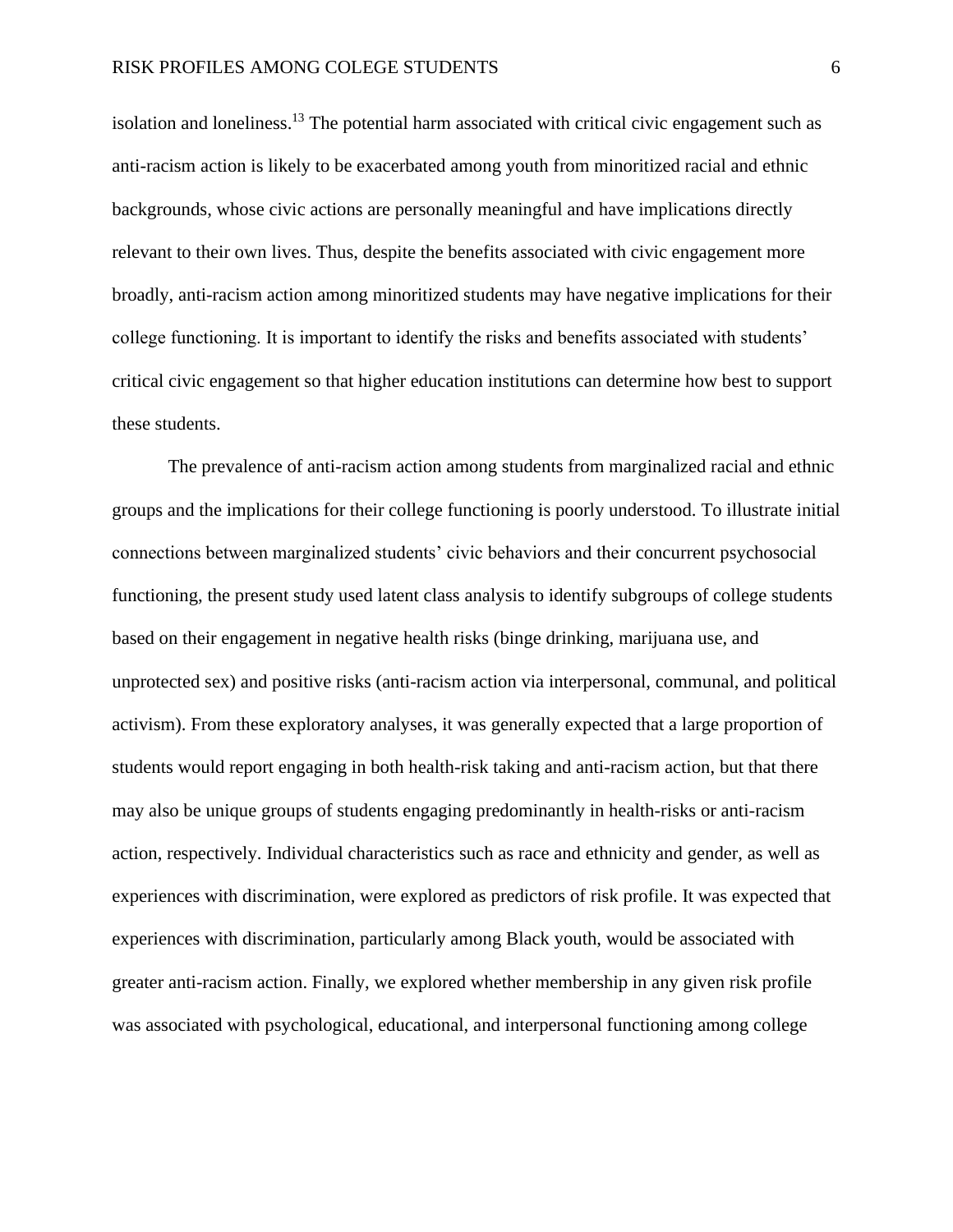isolation and loneliness.[13] The potential harm associated with critical civic engagement such as anti-racism action is likely to be exacerbated among youth from minoritized racial and ethnic backgrounds, whose civic actions are personally meaningful and have implications directly relevant to their own lives. Thus, despite the benefits associated with civic engagement more broadly, anti-racism action among minoritized students may have negative implications for their college functioning. It is important to identify the risks and benefits associated with students' critical civic engagement so that higher education institutions can determine how best to support these students.

The prevalence of anti-racism action among students from marginalized racial and ethnic groups and the implications for their college functioning is poorly understood. To illustrate initial connections between marginalized students' civic behaviors and their concurrent psychosocial functioning, the present study used latent class analysis to identify subgroups of college students based on their engagement in negative health risks (binge drinking, marijuana use, and unprotected sex) and positive risks (anti-racism action via interpersonal, communal, and political activism). From these exploratory analyses, it was generally expected that a large proportion of students would report engaging in both health-risk taking and anti-racism action, but that there may also be unique groups of students engaging predominantly in health-risks or anti-racism action, respectively. Individual characteristics such as race and ethnicity and gender, as well as experiences with discrimination, were explored as predictors of risk profile. It was expected that experiences with discrimination, particularly among Black youth, would be associated with greater anti-racism action. Finally, we explored whether membership in any given risk profile was associated with psychological, educational, and interpersonal functioning among college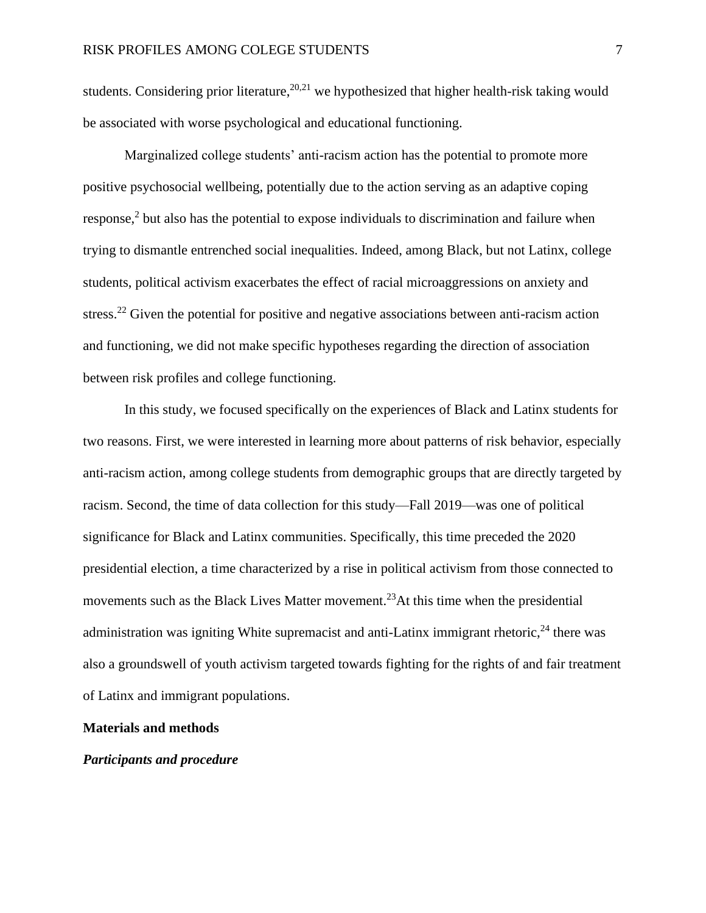students. Considering prior literature,[20,21] we hypothesized that higher health-risk taking would be associated with worse psychological and educational functioning.

Marginalized college students' anti-racism action has the potential to promote more positive psychosocial wellbeing, potentially due to the action serving as an adaptive coping response,[2] but also has the potential to expose individuals to discrimination and failure when trying to dismantle entrenched social inequalities. Indeed, among Black, but not Latinx, college students, political activism exacerbates the effect of racial microaggressions on anxiety and stress.[22] Given the potential for positive and negative associations between anti-racism action and functioning, we did not make specific hypotheses regarding the direction of association between risk profiles and college functioning.

In this study, we focused specifically on the experiences of Black and Latinx students for two reasons. First, we were interested in learning more about patterns of risk behavior, especially anti-racism action, among college students from demographic groups that are directly targeted by racism. Second, the time of data collection for this study—Fall 2019—was one of political significance for Black and Latinx communities. Specifically, this time preceded the 2020 presidential election, a time characterized by a rise in political activism from those connected to movements such as the Black Lives Matter movement.[23]At this time when the presidential administration was igniting White supremacist and anti-Latinx immigrant rhetoric,[24] there was also a groundswell of youth activism targeted towards fighting for the rights of and fair treatment of Latinx and immigrant populations.

## Materials and methods

### *Participants and procedure*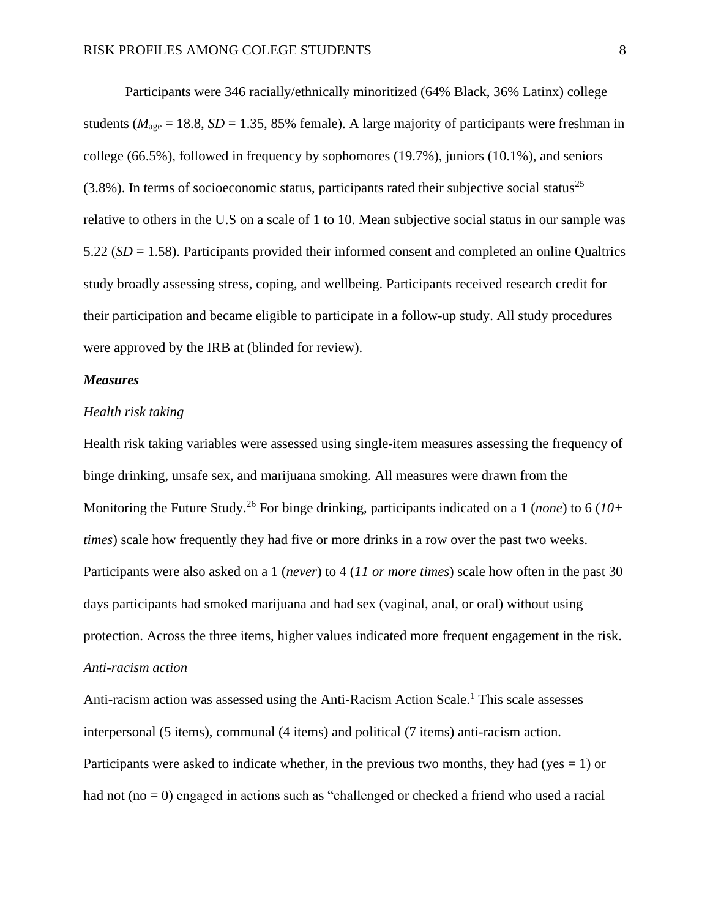Participants were 346 racially/ethnically minoritized (64% Black, 36% Latinx) college students ($M_{age}$ = 18.8, *SD* = 1.35, 85% female). A large majority of participants were freshman in college (66.5%), followed in frequency by sophomores (19.7%), juniors (10.1%), and seniors (3.8%). In terms of socioeconomic status, participants rated their subjective social status[25] relative to others in the U.S on a scale of 1 to 10. Mean subjective social status in our sample was 5.22 (*SD* = 1.58). Participants provided their informed consent and completed an online Qualtrics study broadly assessing stress, coping, and wellbeing. Participants received research credit for their participation and became eligible to participate in a follow-up study. All study procedures were approved by the IRB at (blinded for review).

***Measures***

*Health risk taking*

Health risk taking variables were assessed using single-item measures assessing the frequency of binge drinking, unsafe sex, and marijuana smoking. All measures were drawn from the Monitoring the Future Study.[26] For binge drinking, participants indicated on a 1 (*none*) to 6 (*10+ times*) scale how frequently they had five or more drinks in a row over the past two weeks. Participants were also asked on a 1 (*never*) to 4 (*11 or more times*) scale how often in the past 30 days participants had smoked marijuana and had sex (vaginal, anal, or oral) without using protection. Across the three items, higher values indicated more frequent engagement in the risk.

*Anti-racism action*

Anti-racism action was assessed using the Anti-Racism Action Scale.[1] This scale assesses interpersonal (5 items), communal (4 items) and political (7 items) anti-racism action. Participants were asked to indicate whether, in the previous two months, they had (yes = 1) or had not (no = 0) engaged in actions such as "challenged or checked a friend who used a racial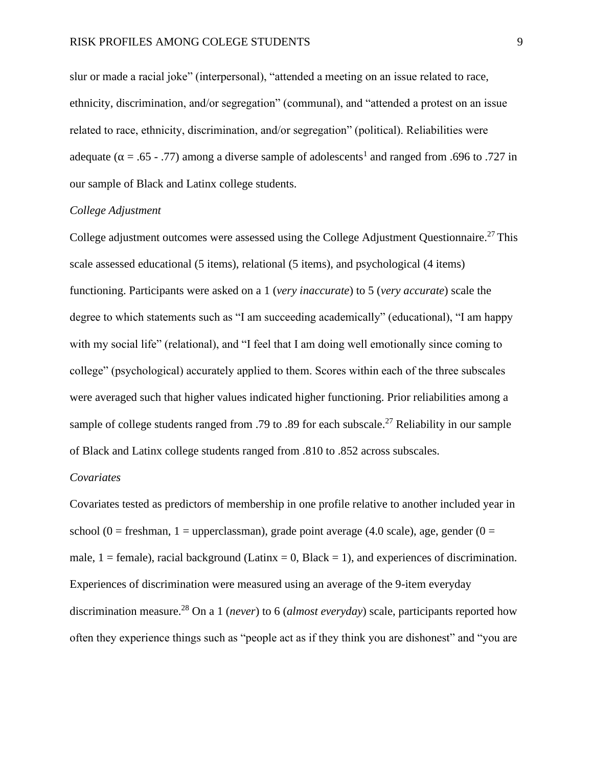slur or made a racial joke" (interpersonal), "attended a meeting on an issue related to race, ethnicity, discrimination, and/or segregation" (communal), and "attended a protest on an issue related to race, ethnicity, discrimination, and/or segregation" (political). Reliabilities were adequate ($\alpha$ = .65 - .77) among a diverse sample of adolescents[1] and ranged from .696 to .727 in our sample of Black and Latinx college students.

### *College Adjustment*

College adjustment outcomes were assessed using the College Adjustment Questionnaire.[27] This scale assessed educational (5 items), relational (5 items), and psychological (4 items) functioning. Participants were asked on a 1 (*very inaccurate*) to 5 (*very accurate*) scale the degree to which statements such as "I am succeeding academically" (educational), "I am happy with my social life" (relational), and "I feel that I am doing well emotionally since coming to college" (psychological) accurately applied to them. Scores within each of the three subscales were averaged such that higher values indicated higher functioning. Prior reliabilities among a sample of college students ranged from .79 to .89 for each subscale.[27] Reliability in our sample of Black and Latinx college students ranged from .810 to .852 across subscales.

### *Covariates*

Covariates tested as predictors of membership in one profile relative to another included year in school (0 = freshman, 1 = upperclassman), grade point average (4.0 scale), age, gender (0 = male, 1 = female), racial background (Latinx = 0, Black = 1), and experiences of discrimination. Experiences of discrimination were measured using an average of the 9-item everyday discrimination measure.[28] On a 1 (*never*) to 6 (*almost everyday*) scale, participants reported how often they experience things such as "people act as if they think you are dishonest" and "you are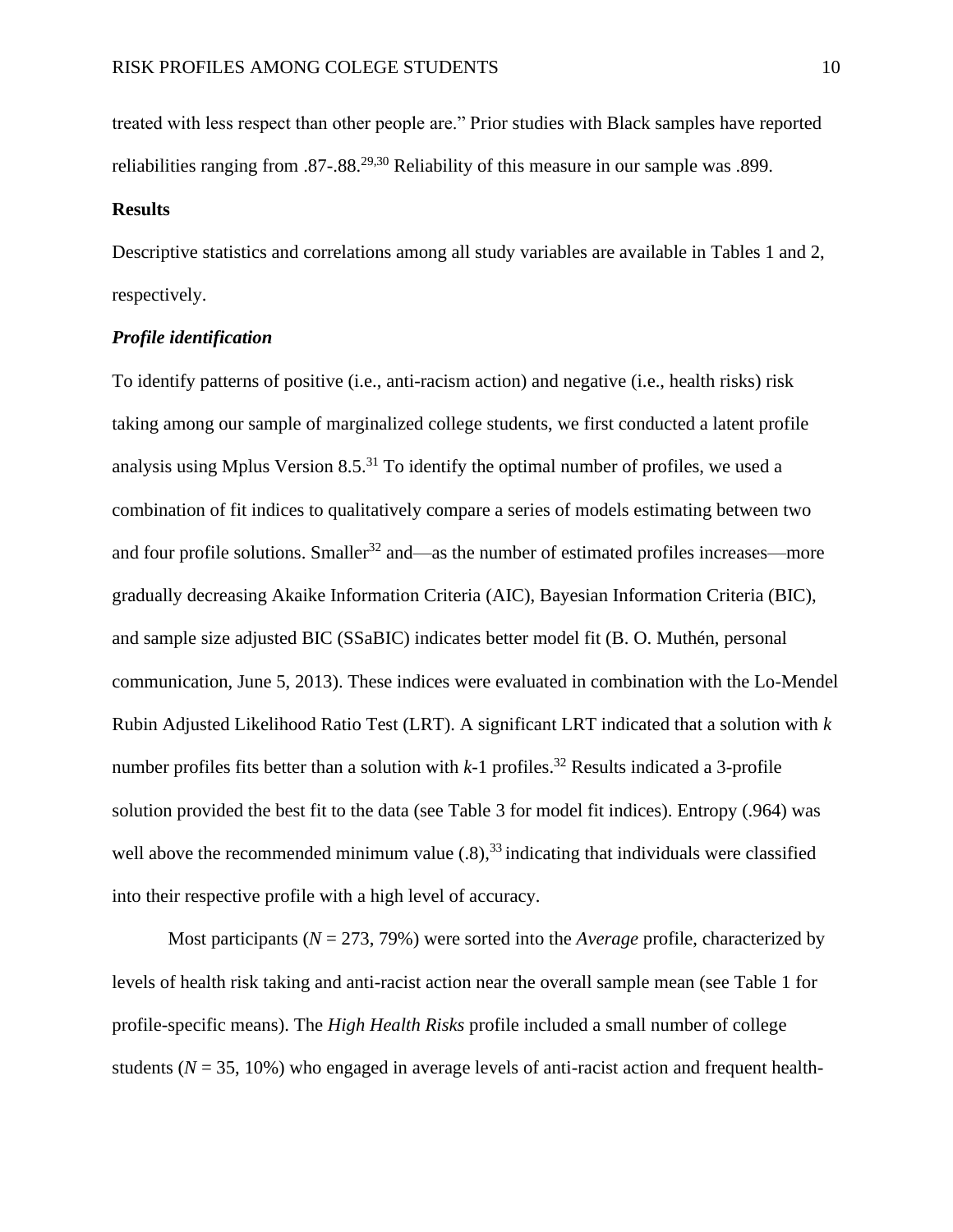treated with less respect than other people are." Prior studies with Black samples have reported reliabilities ranging from .87-.88.[29,30] Reliability of this measure in our sample was .899.

## Results

Descriptive statistics and correlations among all study variables are available in Tables 1 and 2, respectively.

### *Profile identification*

To identify patterns of positive (i.e., anti-racism action) and negative (i.e., health risks) risk taking among our sample of marginalized college students, we first conducted a latent profile analysis using Mplus Version 8.5.[31] To identify the optimal number of profiles, we used a combination of fit indices to qualitatively compare a series of models estimating between two and four profile solutions. Smaller[32] and—as the number of estimated profiles increases—more gradually decreasing Akaike Information Criteria (AIC), Bayesian Information Criteria (BIC), and sample size adjusted BIC (SSaBIC) indicates better model fit (B. O. Muthén, personal communication, June 5, 2013). These indices were evaluated in combination with the Lo-Mendel Rubin Adjusted Likelihood Ratio Test (LRT). A significant LRT indicated that a solution with $k$ number profiles fits better than a solution with $k$-1 profiles.[32] Results indicated a 3-profile solution provided the best fit to the data (see Table 3 for model fit indices). Entropy (.964) was well above the recommended minimum value (.8),[33] indicating that individuals were classified into their respective profile with a high level of accuracy.

Most participants ($N$ = 273, 79%) were sorted into the *Average* profile, characterized by levels of health risk taking and anti-racist action near the overall sample mean (see Table 1 for profile-specific means). The *High Health Risks* profile included a small number of college students ($N$ = 35, 10%) who engaged in average levels of anti-racist action and frequent health-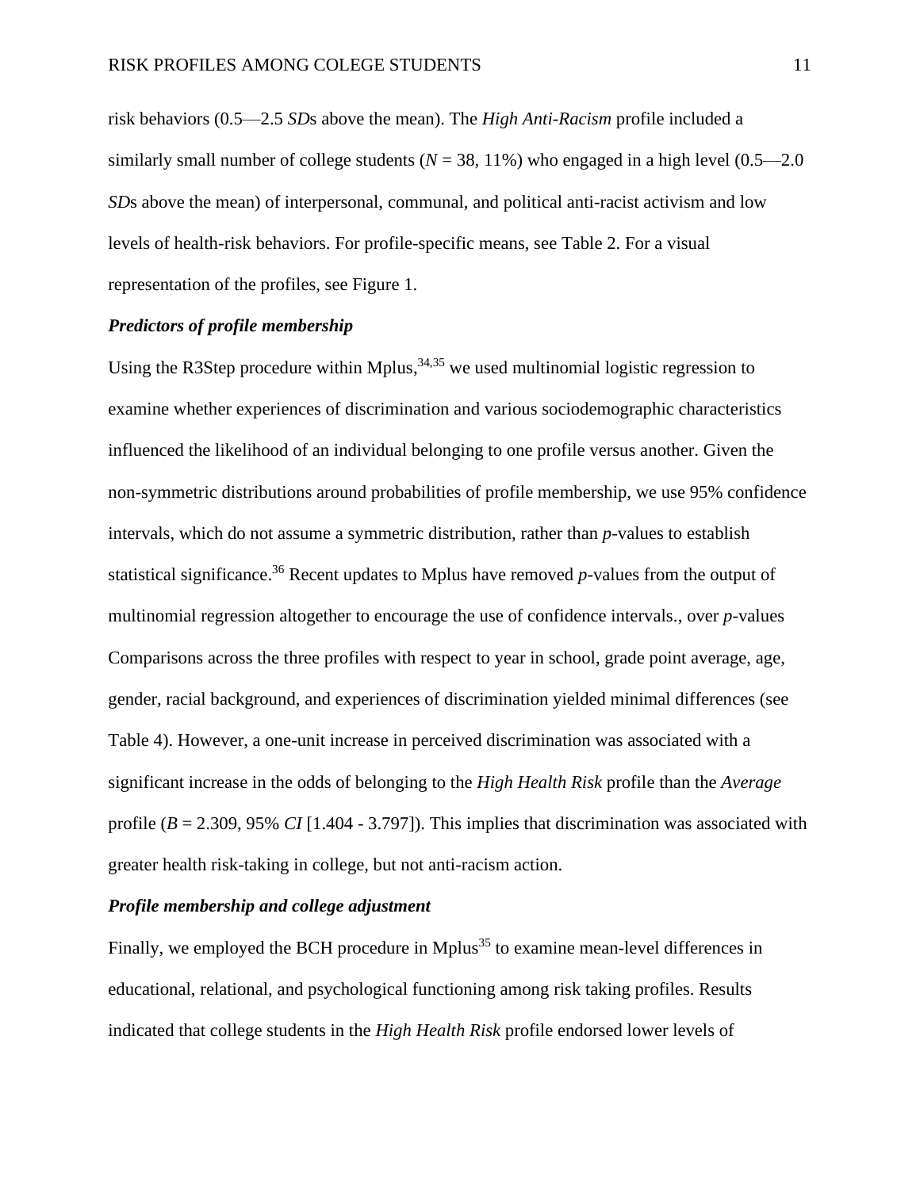risk behaviors (0.5—2.5 *SD*s above the mean). The *High Anti-Racism* profile included a similarly small number of college students ($N$ = 38, 11%) who engaged in a high level (0.5—2.0 *SD*s above the mean) of interpersonal, communal, and political anti-racist activism and low levels of health-risk behaviors. For profile-specific means, see Table 2. For a visual representation of the profiles, see Figure 1.

### ***Predictors of profile membership***

Using the R3Step procedure within Mplus,[34,35] we used multinomial logistic regression to examine whether experiences of discrimination and various sociodemographic characteristics influenced the likelihood of an individual belonging to one profile versus another. Given the non-symmetric distributions around probabilities of profile membership, we use 95% confidence intervals, which do not assume a symmetric distribution, rather than *p*-values to establish statistical significance.[36] Recent updates to Mplus have removed *p*-values from the output of multinomial regression altogether to encourage the use of confidence intervals., over *p*-values Comparisons across the three profiles with respect to year in school, grade point average, age, gender, racial background, and experiences of discrimination yielded minimal differences (see Table 4). However, a one-unit increase in perceived discrimination was associated with a significant increase in the odds of belonging to the *High Health Risk* profile than the *Average* profile ($B$ = 2.309, 95% *CI* [1.404 - 3.797]). This implies that discrimination was associated with greater health risk-taking in college, but not anti-racism action.

### ***Profile membership and college adjustment***

Finally, we employed the BCH procedure in Mplus[35] to examine mean-level differences in educational, relational, and psychological functioning among risk taking profiles. Results indicated that college students in the *High Health Risk* profile endorsed lower levels of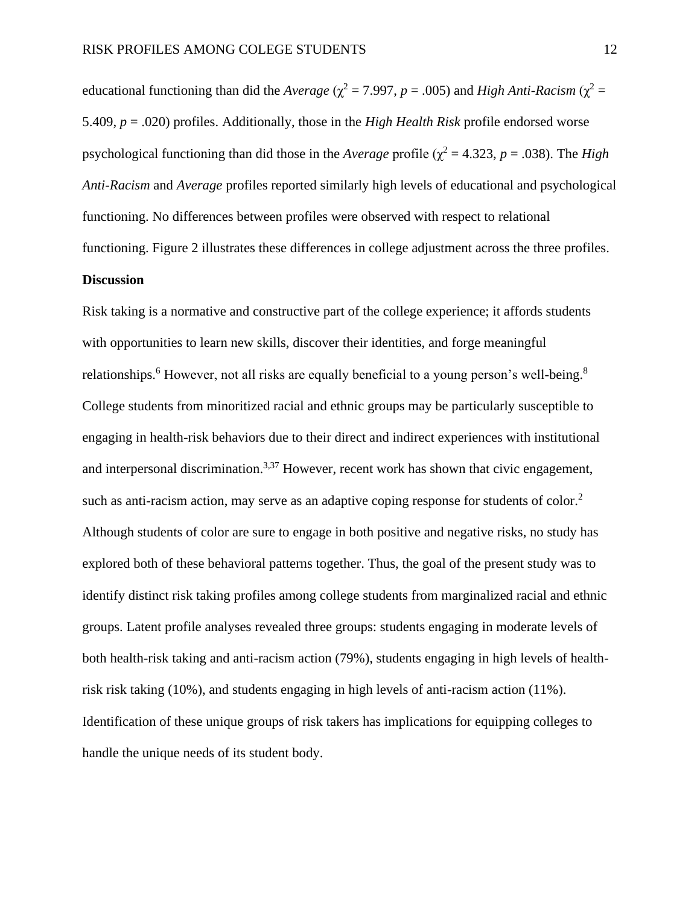educational functioning than did the *Average* ($\chi^2 = 7.997$, $p = .005$) and *High Anti-Racism* ($\chi^2 = 5.409$, $p = .020$) profiles. Additionally, those in the *High Health Risk* profile endorsed worse psychological functioning than did those in the *Average* profile ($\chi^2 = 4.323$, $p = .038$). The *High Anti-Racism* and *Average* profiles reported similarly high levels of educational and psychological functioning. No differences between profiles were observed with respect to relational functioning. Figure 2 illustrates these differences in college adjustment across the three profiles.

## Discussion

Risk taking is a normative and constructive part of the college experience; it affords students with opportunities to learn new skills, discover their identities, and forge meaningful relationships.[6] However, not all risks are equally beneficial to a young person's well-being.[8] College students from minoritized racial and ethnic groups may be particularly susceptible to engaging in health-risk behaviors due to their direct and indirect experiences with institutional and interpersonal discrimination.[3,37] However, recent work has shown that civic engagement, such as anti-racism action, may serve as an adaptive coping response for students of color.[2] Although students of color are sure to engage in both positive and negative risks, no study has explored both of these behavioral patterns together. Thus, the goal of the present study was to identify distinct risk taking profiles among college students from marginalized racial and ethnic groups. Latent profile analyses revealed three groups: students engaging in moderate levels of both health-risk taking and anti-racism action (79%), students engaging in high levels of health-risk risk taking (10%), and students engaging in high levels of anti-racism action (11%). Identification of these unique groups of risk takers has implications for equipping colleges to handle the unique needs of its student body.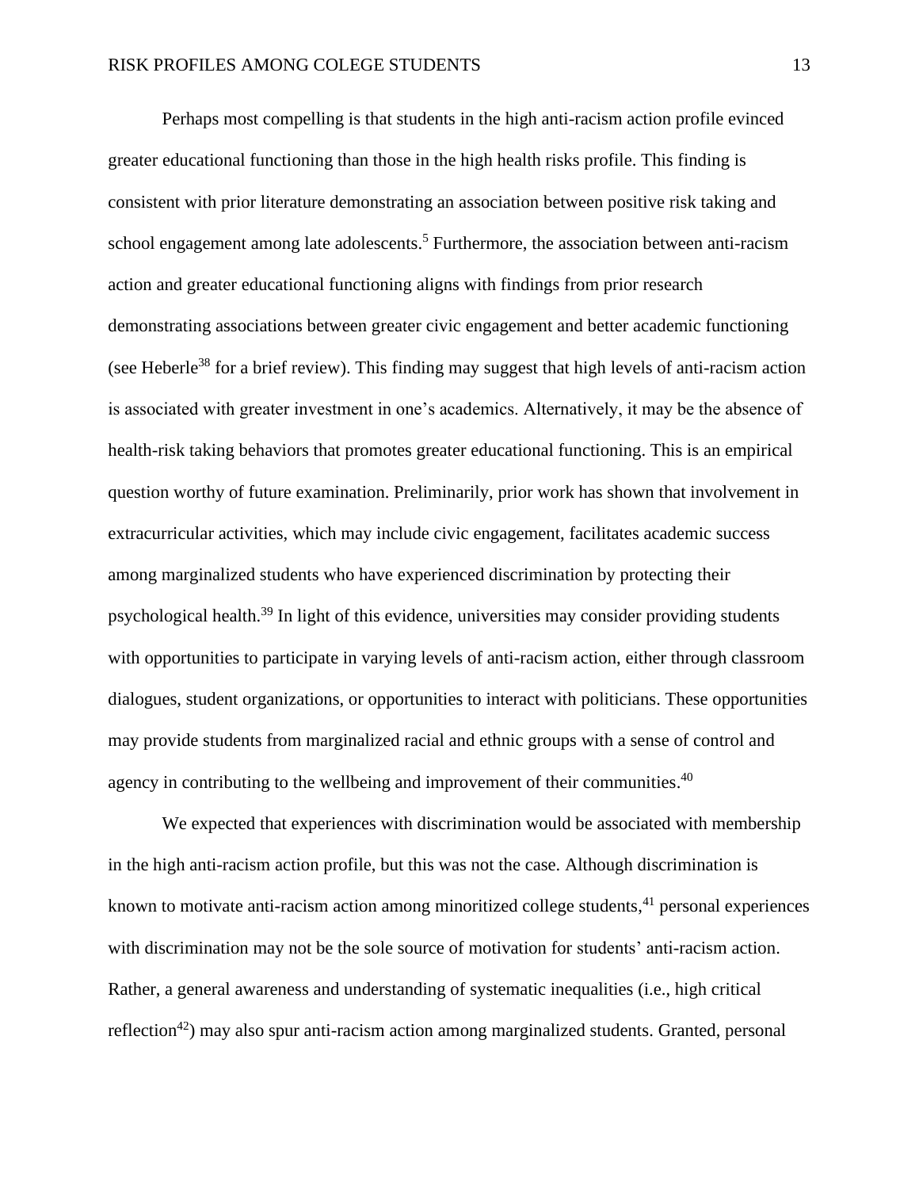Perhaps most compelling is that students in the high anti-racism action profile evinced greater educational functioning than those in the high health risks profile. This finding is consistent with prior literature demonstrating an association between positive risk taking and school engagement among late adolescents.[5] Furthermore, the association between anti-racism action and greater educational functioning aligns with findings from prior research demonstrating associations between greater civic engagement and better academic functioning (see Heberle[38] for a brief review). This finding may suggest that high levels of anti-racism action is associated with greater investment in one's academics. Alternatively, it may be the absence of health-risk taking behaviors that promotes greater educational functioning. This is an empirical question worthy of future examination. Preliminarily, prior work has shown that involvement in extracurricular activities, which may include civic engagement, facilitates academic success among marginalized students who have experienced discrimination by protecting their psychological health.[39] In light of this evidence, universities may consider providing students with opportunities to participate in varying levels of anti-racism action, either through classroom dialogues, student organizations, or opportunities to interact with politicians. These opportunities may provide students from marginalized racial and ethnic groups with a sense of control and agency in contributing to the wellbeing and improvement of their communities.[40]

We expected that experiences with discrimination would be associated with membership in the high anti-racism action profile, but this was not the case. Although discrimination is known to motivate anti-racism action among minoritized college students,[41] personal experiences with discrimination may not be the sole source of motivation for students' anti-racism action. Rather, a general awareness and understanding of systematic inequalities (i.e., high critical reflection[42]) may also spur anti-racism action among marginalized students. Granted, personal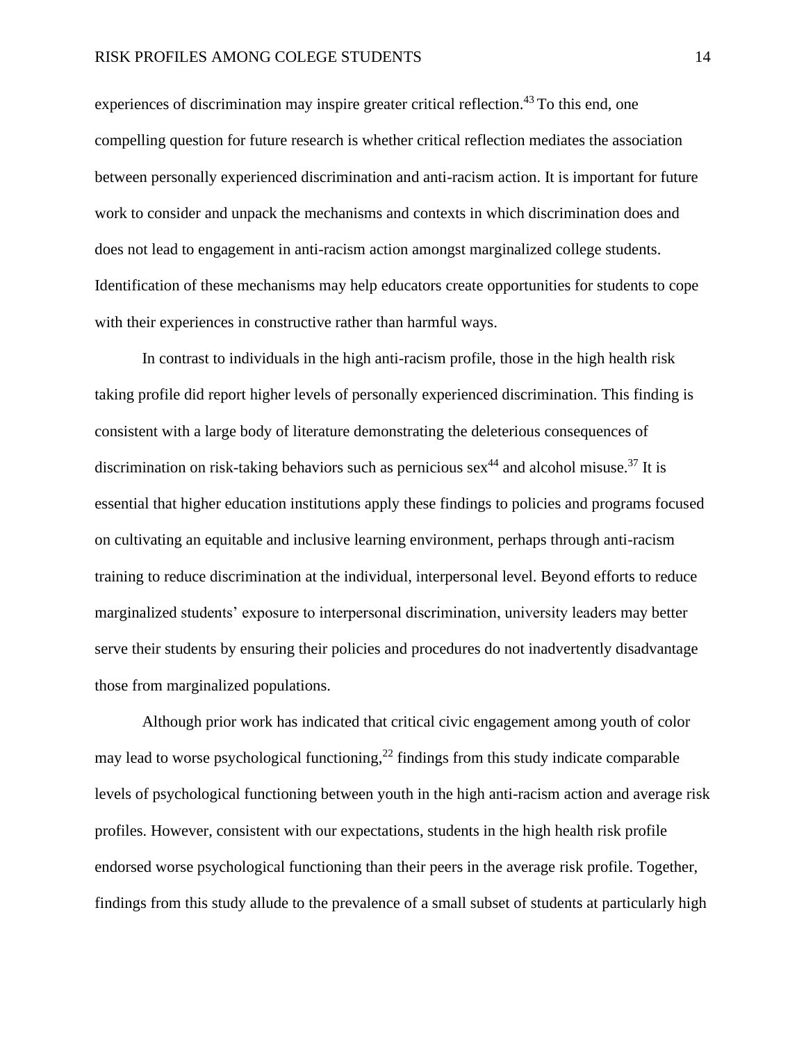experiences of discrimination may inspire greater critical reflection.[43] To this end, one compelling question for future research is whether critical reflection mediates the association between personally experienced discrimination and anti-racism action. It is important for future work to consider and unpack the mechanisms and contexts in which discrimination does and does not lead to engagement in anti-racism action amongst marginalized college students. Identification of these mechanisms may help educators create opportunities for students to cope with their experiences in constructive rather than harmful ways.

In contrast to individuals in the high anti-racism profile, those in the high health risk taking profile did report higher levels of personally experienced discrimination. This finding is consistent with a large body of literature demonstrating the deleterious consequences of discrimination on risk-taking behaviors such as pernicious sex[44] and alcohol misuse.[37] It is essential that higher education institutions apply these findings to policies and programs focused on cultivating an equitable and inclusive learning environment, perhaps through anti-racism training to reduce discrimination at the individual, interpersonal level. Beyond efforts to reduce marginalized students' exposure to interpersonal discrimination, university leaders may better serve their students by ensuring their policies and procedures do not inadvertently disadvantage those from marginalized populations.

Although prior work has indicated that critical civic engagement among youth of color may lead to worse psychological functioning,[22] findings from this study indicate comparable levels of psychological functioning between youth in the high anti-racism action and average risk profiles. However, consistent with our expectations, students in the high health risk profile endorsed worse psychological functioning than their peers in the average risk profile. Together, findings from this study allude to the prevalence of a small subset of students at particularly high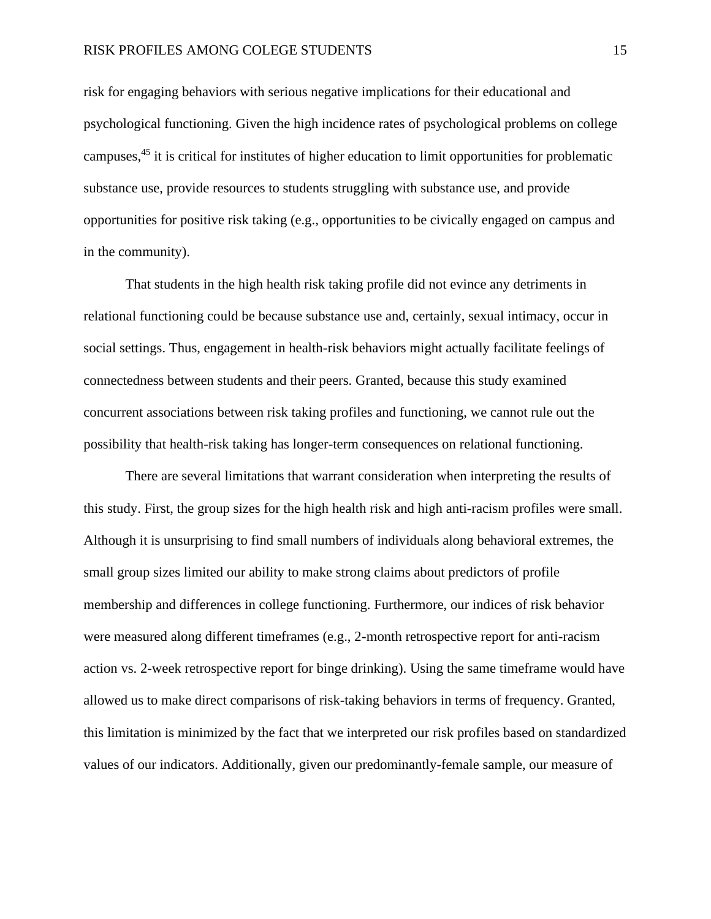risk for engaging behaviors with serious negative implications for their educational and psychological functioning. Given the high incidence rates of psychological problems on college campuses,[45] it is critical for institutes of higher education to limit opportunities for problematic substance use, provide resources to students struggling with substance use, and provide opportunities for positive risk taking (e.g., opportunities to be civically engaged on campus and in the community).

That students in the high health risk taking profile did not evince any detriments in relational functioning could be because substance use and, certainly, sexual intimacy, occur in social settings. Thus, engagement in health-risk behaviors might actually facilitate feelings of connectedness between students and their peers. Granted, because this study examined concurrent associations between risk taking profiles and functioning, we cannot rule out the possibility that health-risk taking has longer-term consequences on relational functioning.

There are several limitations that warrant consideration when interpreting the results of this study. First, the group sizes for the high health risk and high anti-racism profiles were small. Although it is unsurprising to find small numbers of individuals along behavioral extremes, the small group sizes limited our ability to make strong claims about predictors of profile membership and differences in college functioning. Furthermore, our indices of risk behavior were measured along different timeframes (e.g., 2-month retrospective report for anti-racism action vs. 2-week retrospective report for binge drinking). Using the same timeframe would have allowed us to make direct comparisons of risk-taking behaviors in terms of frequency. Granted, this limitation is minimized by the fact that we interpreted our risk profiles based on standardized values of our indicators. Additionally, given our predominantly-female sample, our measure of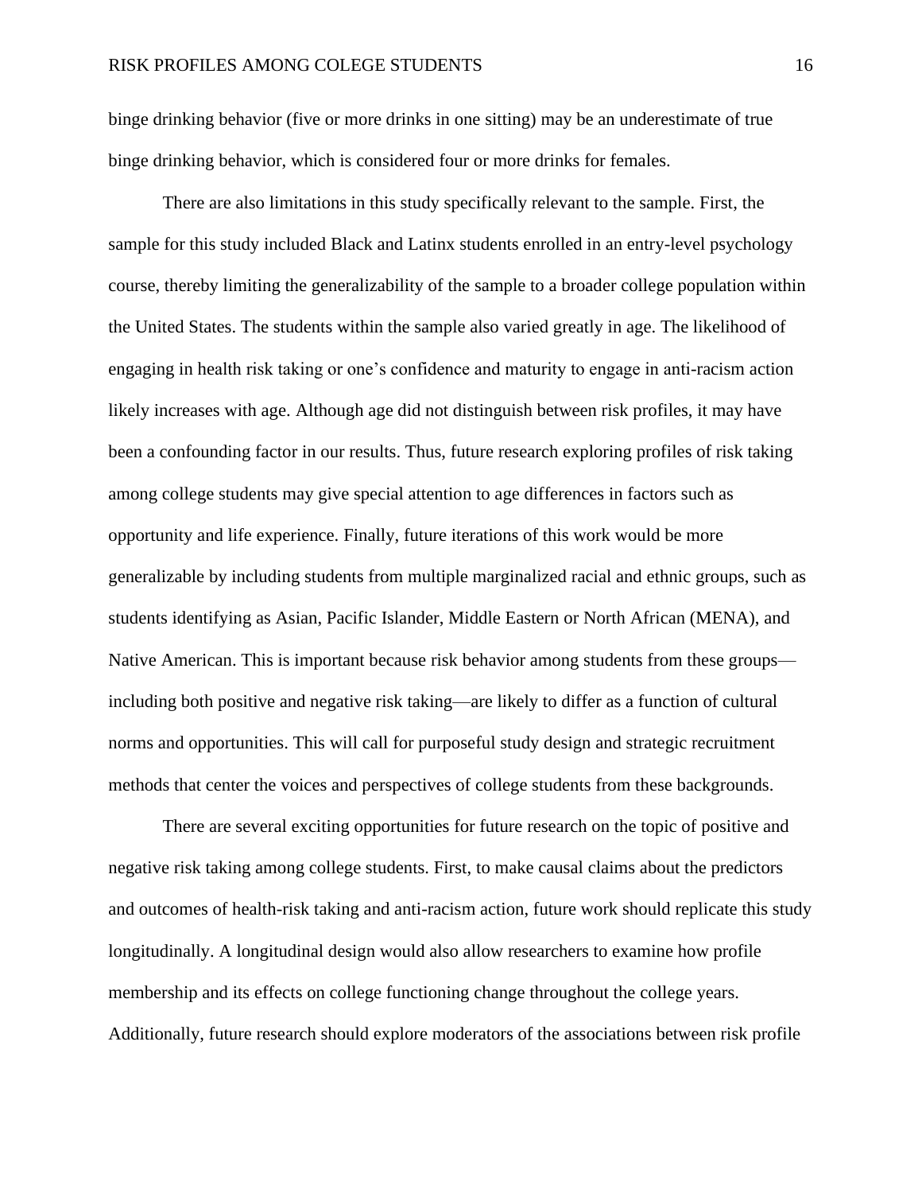binge drinking behavior (five or more drinks in one sitting) may be an underestimate of true binge drinking behavior, which is considered four or more drinks for females.

There are also limitations in this study specifically relevant to the sample. First, the sample for this study included Black and Latinx students enrolled in an entry-level psychology course, thereby limiting the generalizability of the sample to a broader college population within the United States. The students within the sample also varied greatly in age. The likelihood of engaging in health risk taking or one's confidence and maturity to engage in anti-racism action likely increases with age. Although age did not distinguish between risk profiles, it may have been a confounding factor in our results. Thus, future research exploring profiles of risk taking among college students may give special attention to age differences in factors such as opportunity and life experience. Finally, future iterations of this work would be more generalizable by including students from multiple marginalized racial and ethnic groups, such as students identifying as Asian, Pacific Islander, Middle Eastern or North African (MENA), and Native American. This is important because risk behavior among students from these groups—including both positive and negative risk taking—are likely to differ as a function of cultural norms and opportunities. This will call for purposeful study design and strategic recruitment methods that center the voices and perspectives of college students from these backgrounds.

There are several exciting opportunities for future research on the topic of positive and negative risk taking among college students. First, to make causal claims about the predictors and outcomes of health-risk taking and anti-racism action, future work should replicate this study longitudinally. A longitudinal design would also allow researchers to examine how profile membership and its effects on college functioning change throughout the college years. Additionally, future research should explore moderators of the associations between risk profile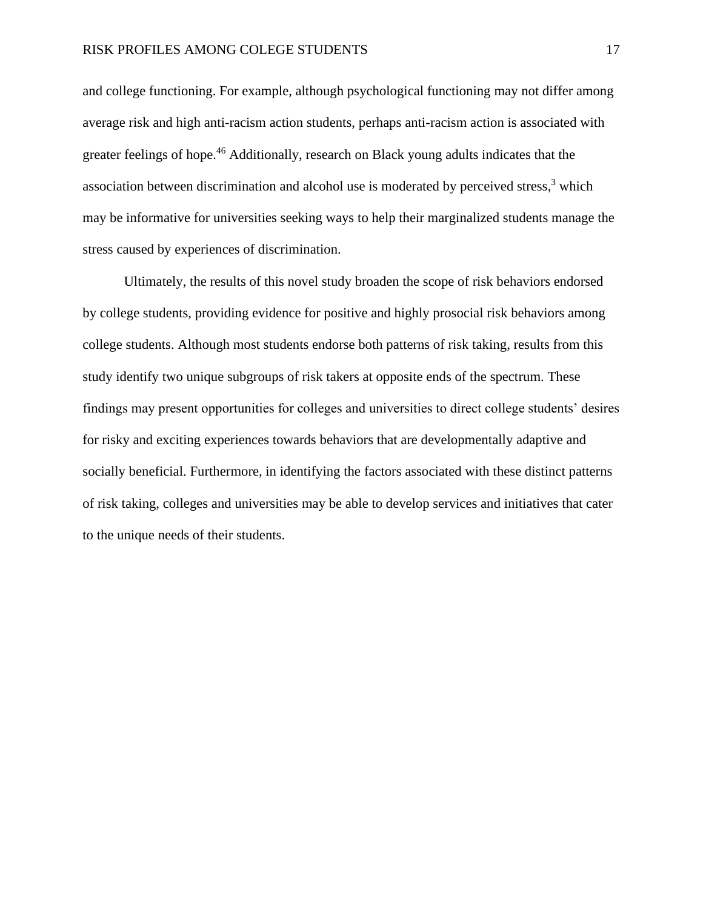and college functioning. For example, although psychological functioning may not differ among average risk and high anti-racism action students, perhaps anti-racism action is associated with greater feelings of hope.[46] Additionally, research on Black young adults indicates that the association between discrimination and alcohol use is moderated by perceived stress,[3] which may be informative for universities seeking ways to help their marginalized students manage the stress caused by experiences of discrimination.

Ultimately, the results of this novel study broaden the scope of risk behaviors endorsed by college students, providing evidence for positive and highly prosocial risk behaviors among college students. Although most students endorse both patterns of risk taking, results from this study identify two unique subgroups of risk takers at opposite ends of the spectrum. These findings may present opportunities for colleges and universities to direct college students' desires for risky and exciting experiences towards behaviors that are developmentally adaptive and socially beneficial. Furthermore, in identifying the factors associated with these distinct patterns of risk taking, colleges and universities may be able to develop services and initiatives that cater to the unique needs of their students.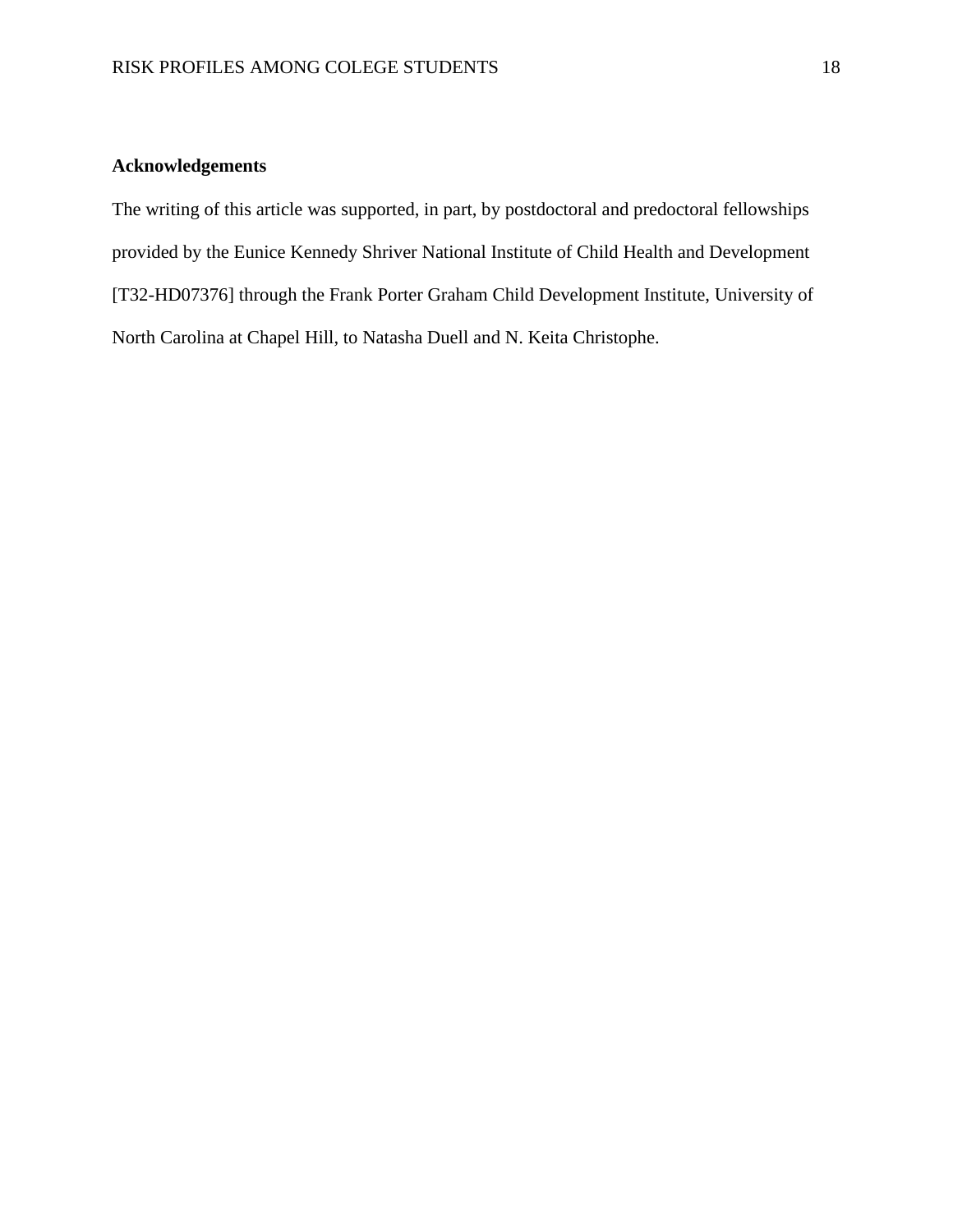**Acknowledgements**

The writing of this article was supported, in part, by postdoctoral and predoctoral fellowships provided by the Eunice Kennedy Shriver National Institute of Child Health and Development [T32-HD07376] through the Frank Porter Graham Child Development Institute, University of North Carolina at Chapel Hill, to Natasha Duell and N. Keita Christophe.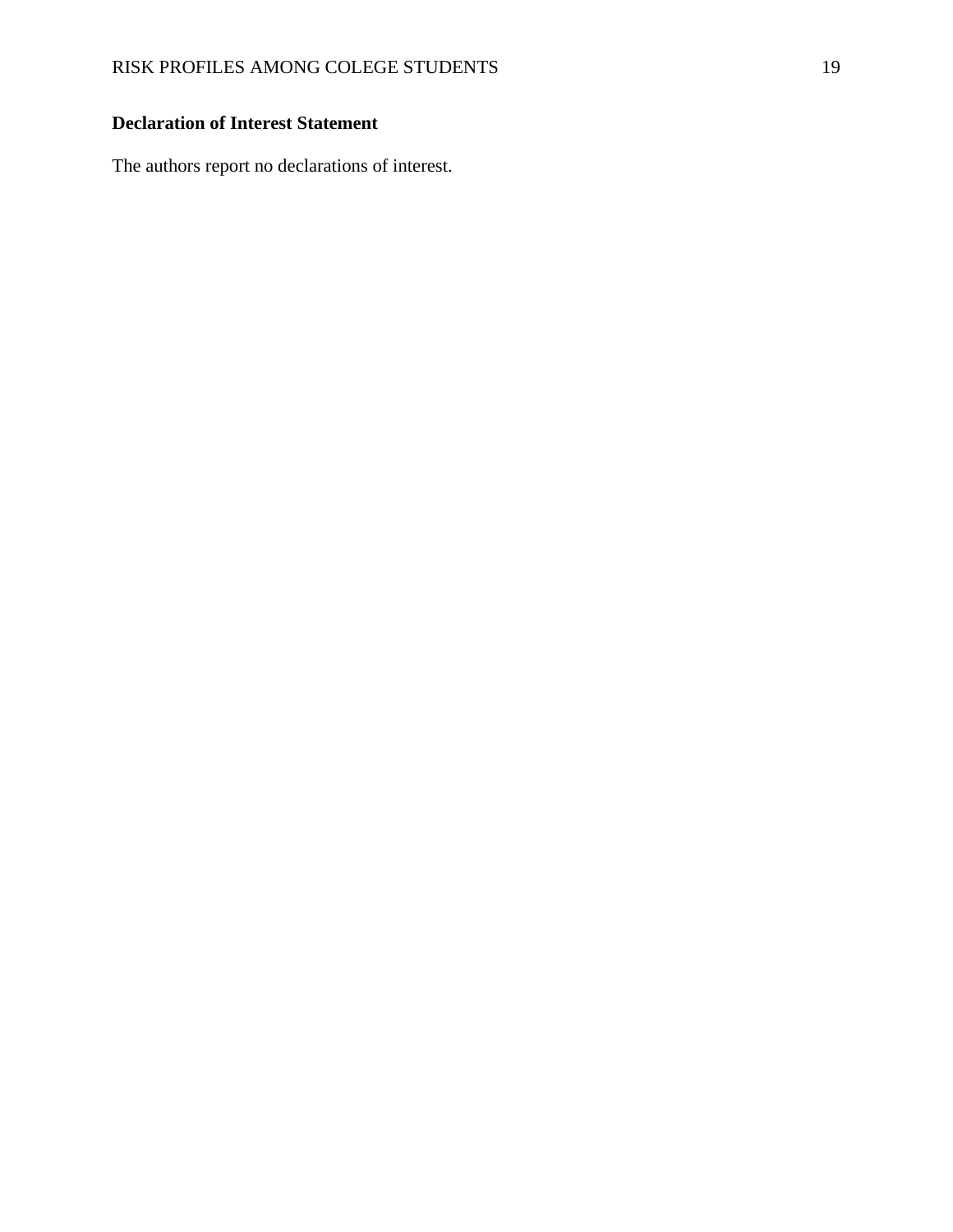**Declaration of Interest Statement**

The authors report no declarations of interest.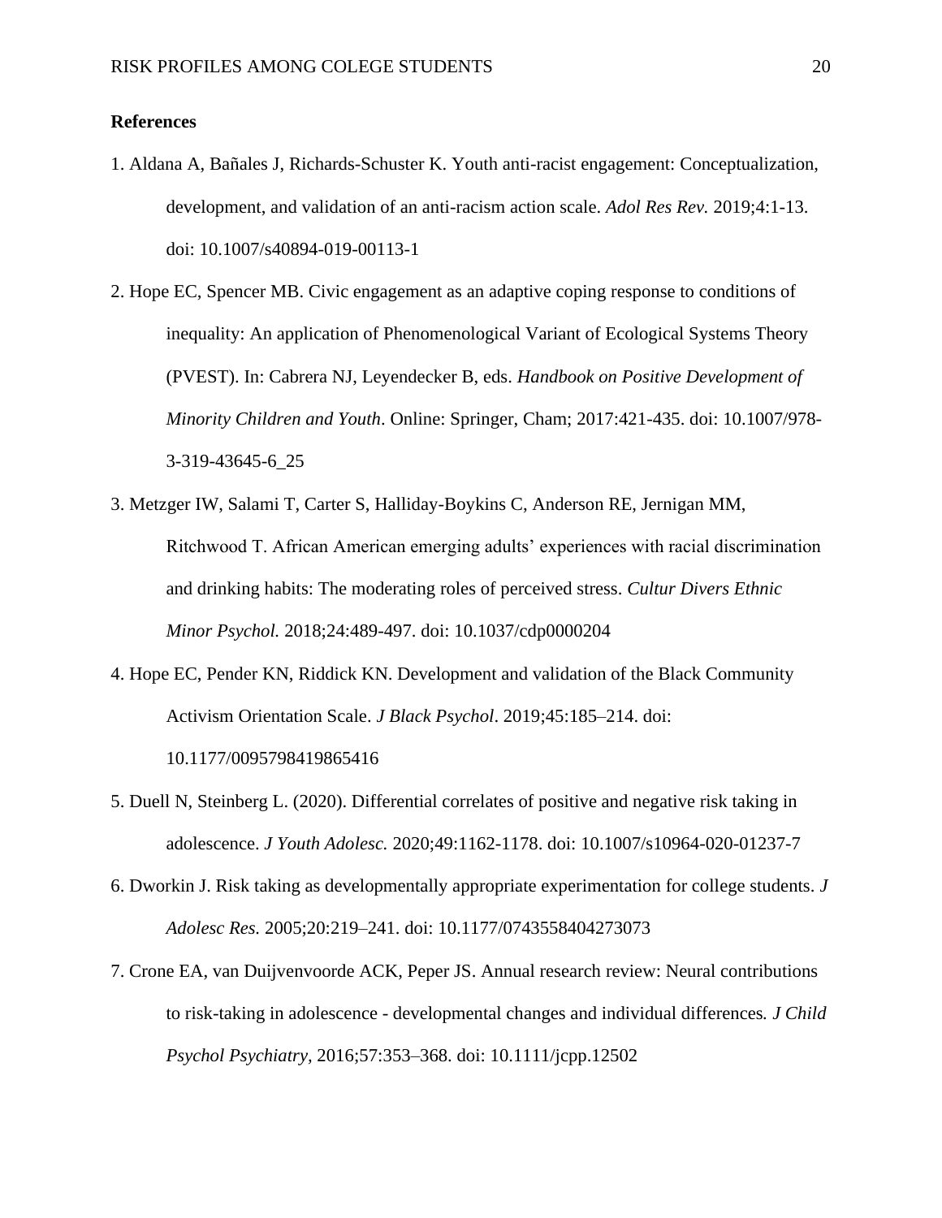**References**

1. Aldana A, Bañales J, Richards-Schuster K. Youth anti-racist engagement: Conceptualization, development, and validation of an anti-racism action scale. *Adol Res Rev.* 2019;4:1-13. doi: 10.1007/s40894-019-00113-1

2. Hope EC, Spencer MB. Civic engagement as an adaptive coping response to conditions of inequality: An application of Phenomenological Variant of Ecological Systems Theory (PVEST). In: Cabrera NJ, Leyendecker B, eds. *Handbook on Positive Development of Minority Children and Youth*. Online: Springer, Cham; 2017:421-435. doi: 10.1007/978-3-319-43645-6_25

3. Metzger IW, Salami T, Carter S, Halliday-Boykins C, Anderson RE, Jernigan MM, Ritchwood T. African American emerging adults' experiences with racial discrimination and drinking habits: The moderating roles of perceived stress. *Cultur Divers Ethnic Minor Psychol.* 2018;24:489-497. doi: 10.1037/cdp0000204

4. Hope EC, Pender KN, Riddick KN. Development and validation of the Black Community Activism Orientation Scale. *J Black Psychol*. 2019;45:185–214. doi: 10.1177/0095798419865416

5. Duell N, Steinberg L. (2020). Differential correlates of positive and negative risk taking in adolescence. *J Youth Adolesc.* 2020;49:1162-1178. doi: 10.1007/s10964-020-01237-7

6. Dworkin J. Risk taking as developmentally appropriate experimentation for college students. *J Adolesc Res.* 2005;20:219–241. doi: 10.1177/0743558404273073

7. Crone EA, van Duijvenvoorde ACK, Peper JS. Annual research review: Neural contributions to risk-taking in adolescence - developmental changes and individual differences*. J Child Psychol Psychiatry*, 2016;57:353–368. doi: 10.1111/jcpp.12502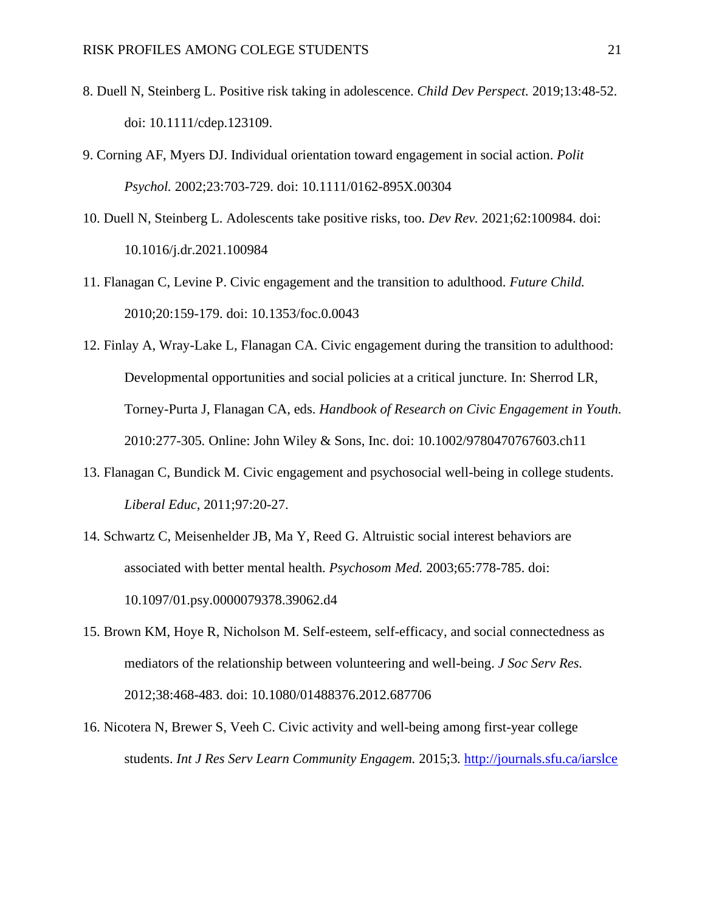8. Duell N, Steinberg L. Positive risk taking in adolescence. *Child Dev Perspect.* 2019;13:48-52. doi: 10.1111/cdep.123109.

9. Corning AF, Myers DJ. Individual orientation toward engagement in social action. *Polit Psychol.* 2002;23:703-729. doi: 10.1111/0162-895X.00304

10. Duell N, Steinberg L. Adolescents take positive risks, too. *Dev Rev.* 2021;62:100984. doi: 10.1016/j.dr.2021.100984

11. Flanagan C, Levine P. Civic engagement and the transition to adulthood. *Future Child.* 2010;20:159-179. doi: 10.1353/foc.0.0043

12. Finlay A, Wray-Lake L, Flanagan CA. Civic engagement during the transition to adulthood: Developmental opportunities and social policies at a critical juncture. In: Sherrod LR, Torney-Purta J, Flanagan CA, eds. *Handbook of Research on Civic Engagement in Youth.* 2010:277-305. Online: John Wiley & Sons, Inc. doi: 10.1002/9780470767603.ch11

13. Flanagan C, Bundick M. Civic engagement and psychosocial well-being in college students. *Liberal Educ*, 2011;97:20-27.

14. Schwartz C, Meisenhelder JB, Ma Y, Reed G. Altruistic social interest behaviors are associated with better mental health. *Psychosom Med.* 2003;65:778-785. doi: 10.1097/01.psy.0000079378.39062.d4

15. Brown KM, Hoye R, Nicholson M. Self-esteem, self-efficacy, and social connectedness as mediators of the relationship between volunteering and well-being. *J Soc Serv Res.* 2012;38:468-483. doi: 10.1080/01488376.2012.687706

16. Nicotera N, Brewer S, Veeh C. Civic activity and well-being among first-year college students. *Int J Res Serv Learn Community Engagem.* 2015;3. http://journals.sfu.ca/iarslce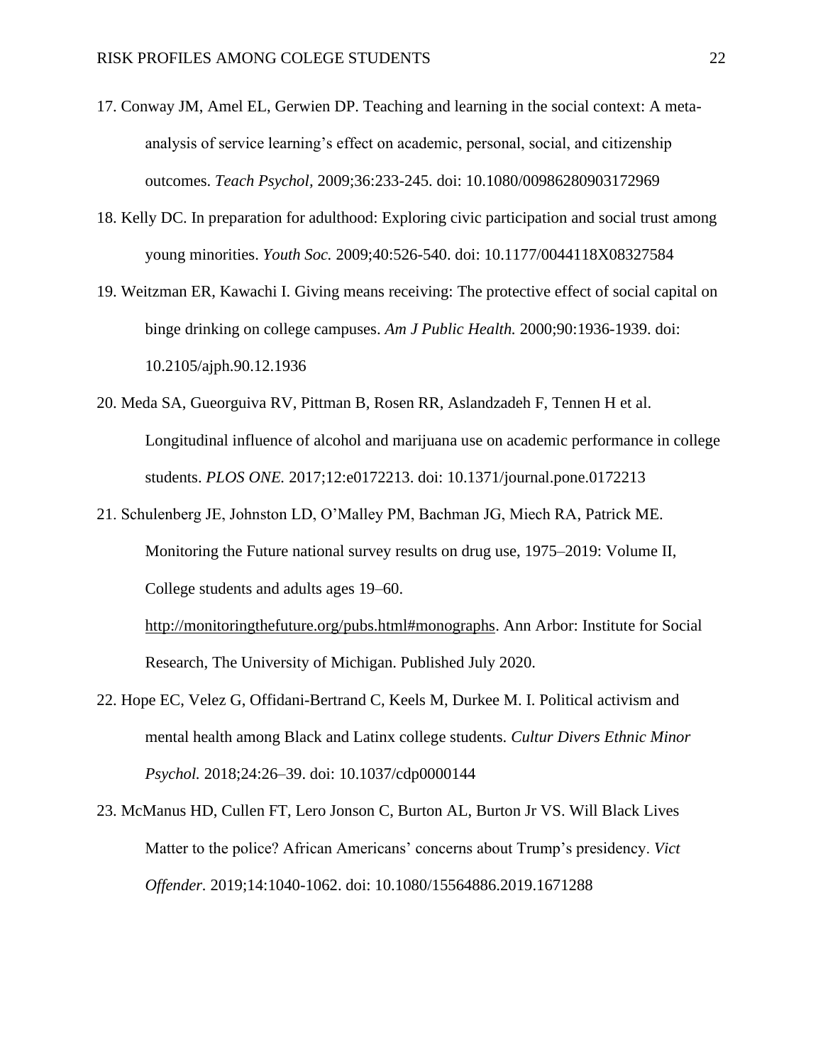17. Conway JM, Amel EL, Gerwien DP. Teaching and learning in the social context: A meta-analysis of service learning's effect on academic, personal, social, and citizenship outcomes. *Teach Psychol*, 2009;36:233-245. doi: 10.1080/00986280903172969

18. Kelly DC. In preparation for adulthood: Exploring civic participation and social trust among young minorities. *Youth Soc.* 2009;40:526-540. doi: 10.1177/0044118X08327584

19. Weitzman ER, Kawachi I. Giving means receiving: The protective effect of social capital on binge drinking on college campuses. *Am J Public Health.* 2000;90:1936-1939. doi: 10.2105/ajph.90.12.1936

20. Meda SA, Gueorguiva RV, Pittman B, Rosen RR, Aslandzadeh F, Tennen H et al. Longitudinal influence of alcohol and marijuana use on academic performance in college students. *PLOS ONE.* 2017;12:e0172213. doi: 10.1371/journal.pone.0172213

21. Schulenberg JE, Johnston LD, O'Malley PM, Bachman JG, Miech RA, Patrick ME. Monitoring the Future national survey results on drug use, 1975–2019: Volume II, College students and adults ages 19–60. http://monitoringthefuture.org/pubs.html#monographs. Ann Arbor: Institute for Social Research, The University of Michigan. Published July 2020.

22. Hope EC, Velez G, Offidani-Bertrand C, Keels M, Durkee M. I. Political activism and mental health among Black and Latinx college students. *Cultur Divers Ethnic Minor Psychol.* 2018;24:26–39. doi: 10.1037/cdp0000144

23. McManus HD, Cullen FT, Lero Jonson C, Burton AL, Burton Jr VS. Will Black Lives Matter to the police? African Americans' concerns about Trump's presidency. *Vict Offender.* 2019;14:1040-1062. doi: 10.1080/15564886.2019.1671288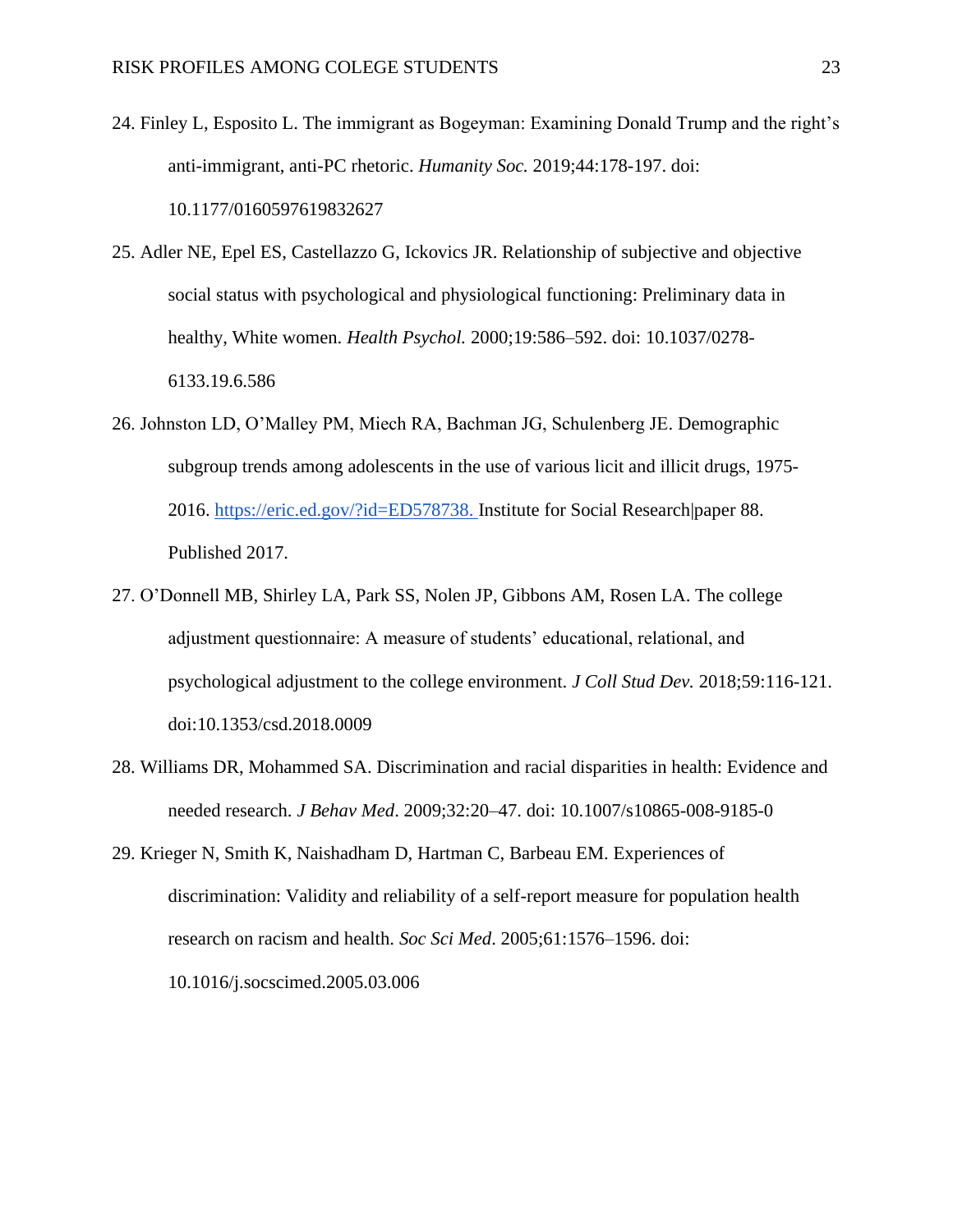24. Finley L, Esposito L. The immigrant as Bogeyman: Examining Donald Trump and the right's anti-immigrant, anti-PC rhetoric. *Humanity Soc.* 2019;44:178-197. doi: 10.1177/0160597619832627

25. Adler NE, Epel ES, Castellazzo G, Ickovics JR. Relationship of subjective and objective social status with psychological and physiological functioning: Preliminary data in healthy, White women. *Health Psychol.* 2000;19:586–592. doi: 10.1037/0278-6133.19.6.586

26. Johnston LD, O'Malley PM, Miech RA, Bachman JG, Schulenberg JE. Demographic subgroup trends among adolescents in the use of various licit and illicit drugs, 1975-2016. https://eric.ed.gov/?id=ED578738. Institute for Social Research|paper 88. Published 2017.

27. O'Donnell MB, Shirley LA, Park SS, Nolen JP, Gibbons AM, Rosen LA. The college adjustment questionnaire: A measure of students' educational, relational, and psychological adjustment to the college environment. *J Coll Stud Dev.* 2018;59:116-121. doi:10.1353/csd.2018.0009

28. Williams DR, Mohammed SA. Discrimination and racial disparities in health: Evidence and needed research. *J Behav Med*. 2009;32:20–47. doi: 10.1007/s10865-008-9185-0

29. Krieger N, Smith K, Naishadham D, Hartman C, Barbeau EM. Experiences of discrimination: Validity and reliability of a self-report measure for population health research on racism and health. *Soc Sci Med*. 2005;61:1576–1596. doi: 10.1016/j.socscimed.2005.03.006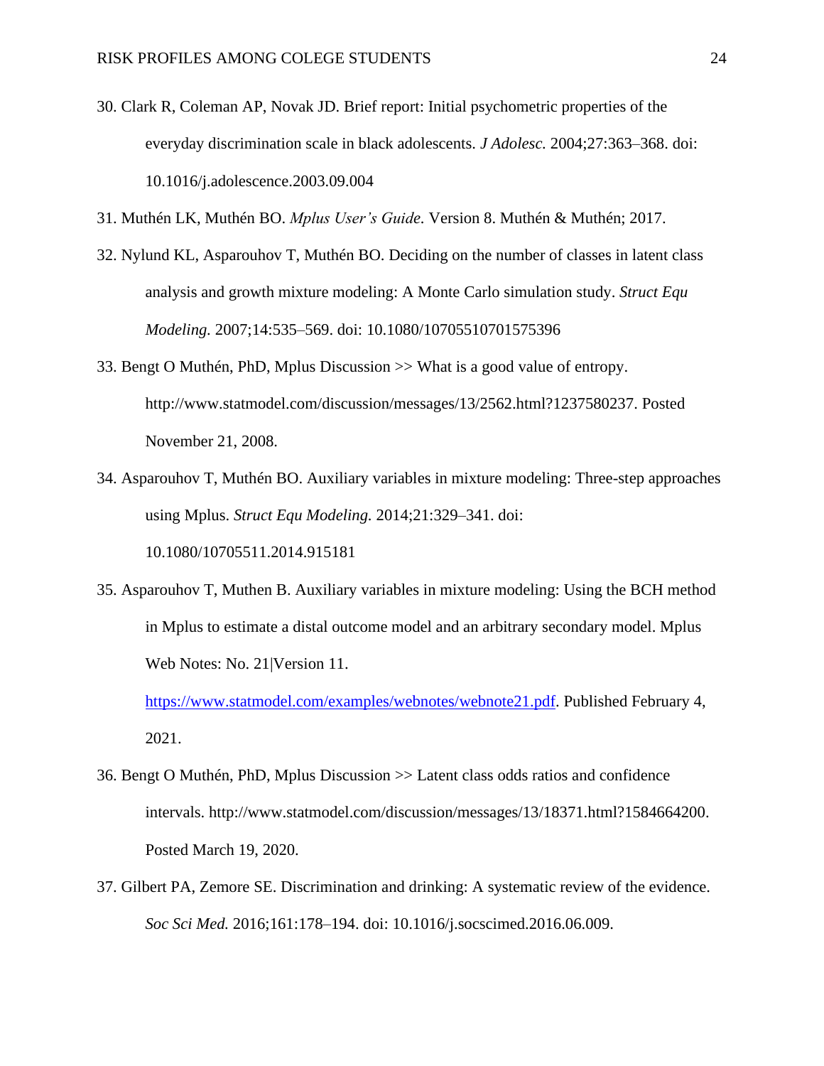30. Clark R, Coleman AP, Novak JD. Brief report: Initial psychometric properties of the everyday discrimination scale in black adolescents. *J Adolesc.* 2004;27:363–368. doi: 10.1016/j.adolescence.2003.09.004

31. Muthén LK, Muthén BO. *Mplus User's Guide.* Version 8. Muthén & Muthén; 2017.

32. Nylund KL, Asparouhov T, Muthén BO. Deciding on the number of classes in latent class analysis and growth mixture modeling: A Monte Carlo simulation study. *Struct Equ Modeling.* 2007;14:535–569. doi: 10.1080/10705510701575396

33. Bengt O Muthén, PhD, Mplus Discussion >> What is a good value of entropy. http://www.statmodel.com/discussion/messages/13/2562.html?1237580237. Posted November 21, 2008.

34. Asparouhov T, Muthén BO. Auxiliary variables in mixture modeling: Three-step approaches using Mplus. *Struct Equ Modeling.* 2014;21:329–341. doi: 10.1080/10705511.2014.915181

35. Asparouhov T, Muthen B. Auxiliary variables in mixture modeling: Using the BCH method in Mplus to estimate a distal outcome model and an arbitrary secondary model. Mplus Web Notes: No. 21|Version 11. [https://www.statmodel.com/examples/webnotes/webnote21.pdf](https://www.statmodel.com/examples/webnotes/webnote21.pdf). Published February 4, 2021.

36. Bengt O Muthén, PhD, Mplus Discussion >> Latent class odds ratios and confidence intervals. http://www.statmodel.com/discussion/messages/13/18371.html?1584664200. Posted March 19, 2020.

37. Gilbert PA, Zemore SE. Discrimination and drinking: A systematic review of the evidence. *Soc Sci Med.* 2016;161:178–194. doi: 10.1016/j.socscimed.2016.06.009.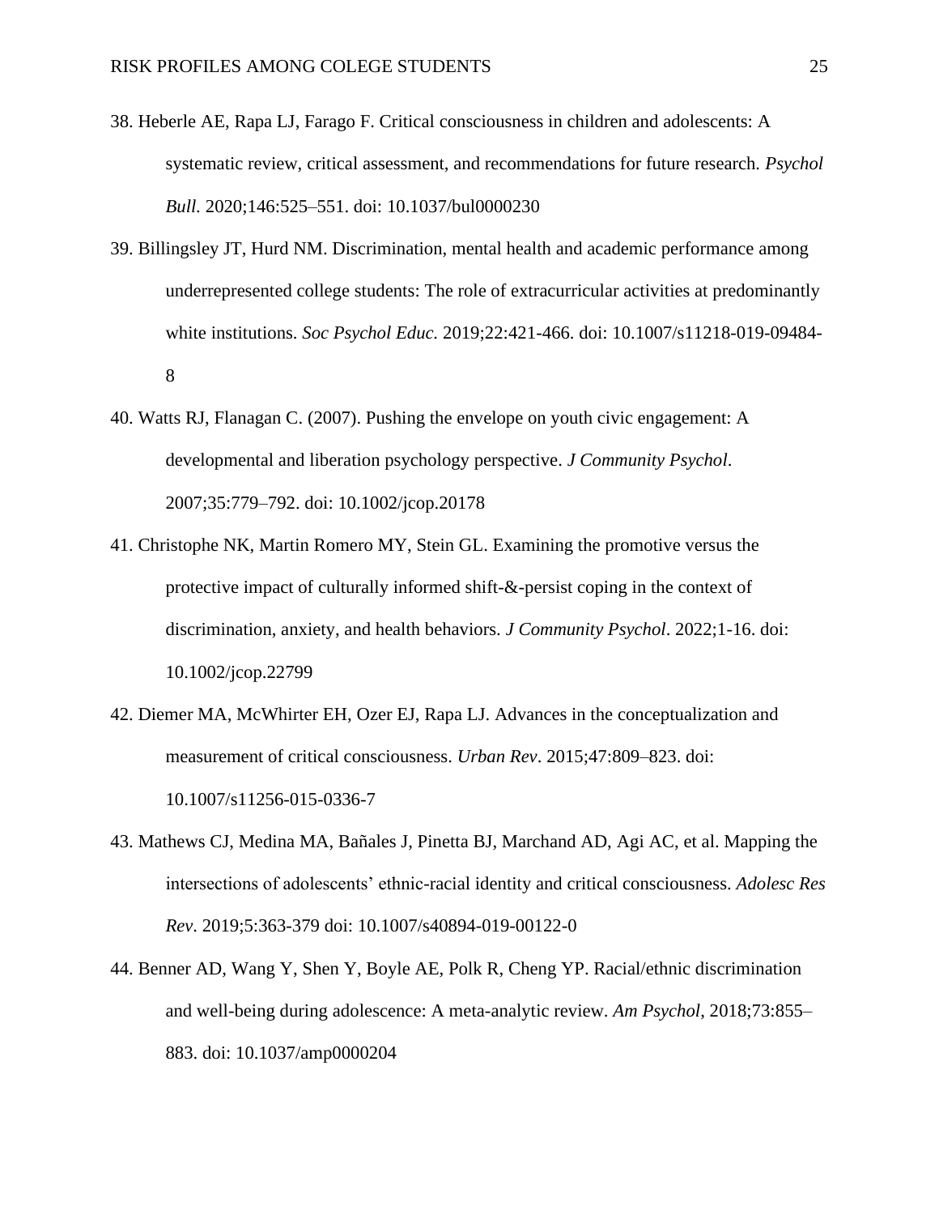38. Heberle AE, Rapa LJ, Farago F. Critical consciousness in children and adolescents: A systematic review, critical assessment, and recommendations for future research. *Psychol Bull.* 2020;146:525–551. doi: 10.1037/bul0000230

39. Billingsley JT, Hurd NM. Discrimination, mental health and academic performance among underrepresented college students: The role of extracurricular activities at predominantly white institutions. *Soc Psychol Educ.* 2019;22:421-466. doi: 10.1007/s11218-019-09484-8

40. Watts RJ, Flanagan C. (2007). Pushing the envelope on youth civic engagement: A developmental and liberation psychology perspective. *J Community Psychol*. 2007;35:779–792. doi: 10.1002/jcop.20178

41. Christophe NK, Martin Romero MY, Stein GL. Examining the promotive versus the protective impact of culturally informed shift-&-persist coping in the context of discrimination, anxiety, and health behaviors. *J Community Psychol*. 2022;1-16. doi: 10.1002/jcop.22799

42. Diemer MA, McWhirter EH, Ozer EJ, Rapa LJ. Advances in the conceptualization and measurement of critical consciousness. *Urban Rev*. 2015;47:809–823. doi: 10.1007/s11256-015-0336-7

43. Mathews CJ, Medina MA, Bañales J, Pinetta BJ, Marchand AD, Agi AC, et al. Mapping the intersections of adolescents' ethnic-racial identity and critical consciousness. *Adolesc Res Rev*. 2019;5:363-379 doi: 10.1007/s40894-019-00122-0

44. Benner AD, Wang Y, Shen Y, Boyle AE, Polk R, Cheng YP. Racial/ethnic discrimination and well-being during adolescence: A meta-analytic review. *Am Psychol*, 2018;73:855–883. doi: 10.1037/amp0000204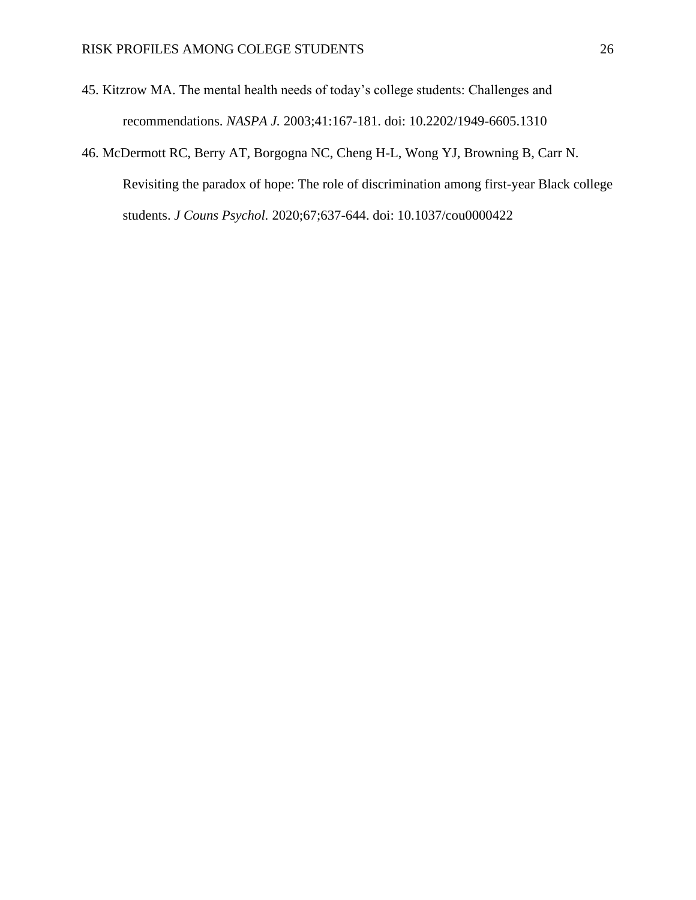45. Kitzrow MA. The mental health needs of today’s college students: Challenges and recommendations. *NASPA J.* 2003;41:167-181. doi: 10.2202/1949-6605.1310

46. McDermott RC, Berry AT, Borgogna NC, Cheng H-L, Wong YJ, Browning B, Carr N. Revisiting the paradox of hope: The role of discrimination among first-year Black college students. *J Couns Psychol.* 2020;67;637-644. doi: 10.1037/cou0000422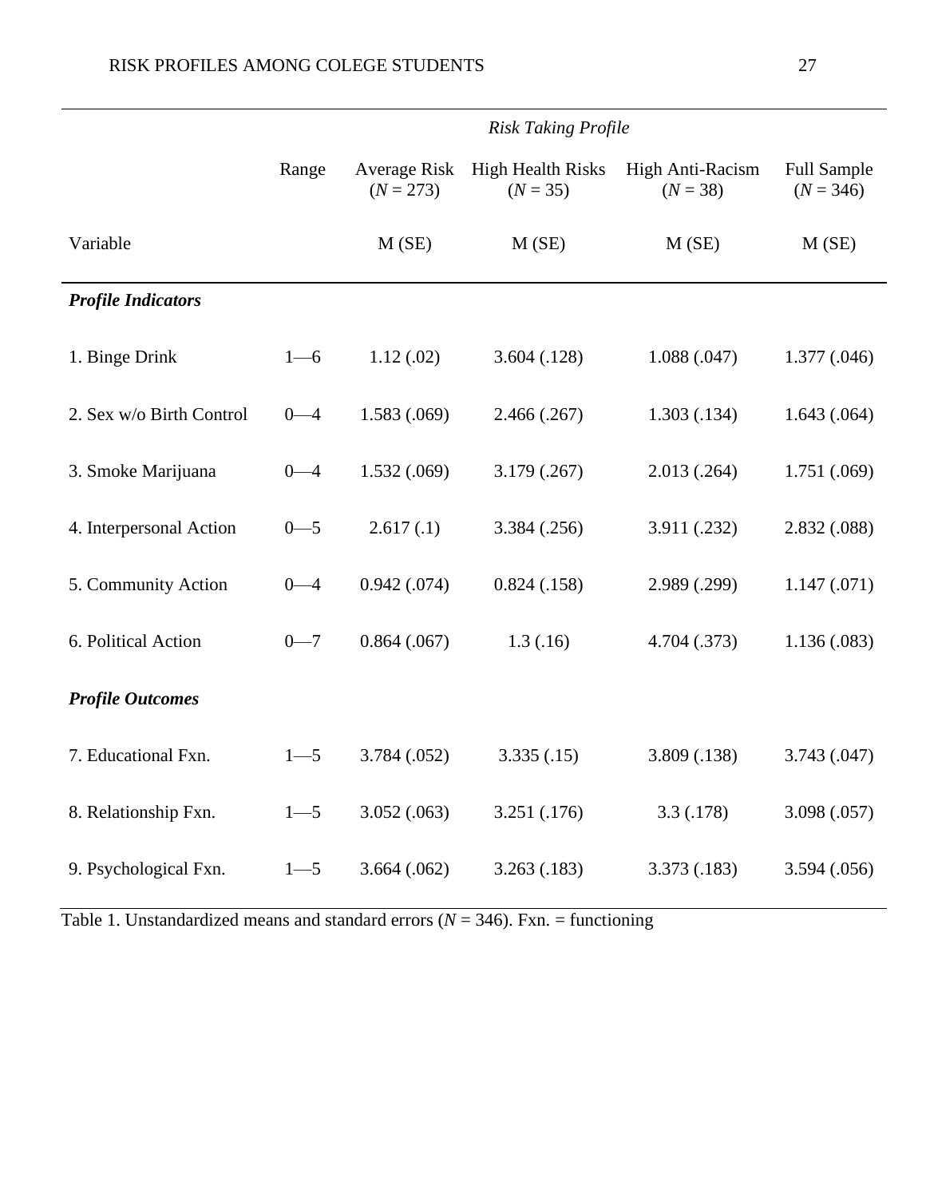| | | *Risk Taking Profile* | | | |
|---|---|---|---|---|---|
| | Range | Average Risk ($N$ = 273) | High Health Risks ($N$ = 35) | High Anti-Racism ($N$ = 38) | Full Sample ($N$ = 346) |
| Variable | | M (SE) | M (SE) | M (SE) | M (SE) |
| ***Profile Indicators*** | | | | | |
| 1. Binge Drink | 1—6 | 1.12 (.02) | 3.604 (.128) | 1.088 (.047) | 1.377 (.046) |
| 2. Sex w/o Birth Control | 0—4 | 1.583 (.069) | 2.466 (.267) | 1.303 (.134) | 1.643 (.064) |
| 3. Smoke Marijuana | 0—4 | 1.532 (.069) | 3.179 (.267) | 2.013 (.264) | 1.751 (.069) |
| 4. Interpersonal Action | 0—5 | 2.617 (.1) | 3.384 (.256) | 3.911 (.232) | 2.832 (.088) |
| 5. Community Action | 0—4 | 0.942 (.074) | 0.824 (.158) | 2.989 (.299) | 1.147 (.071) |
| 6. Political Action | 0—7 | 0.864 (.067) | 1.3 (.16) | 4.704 (.373) | 1.136 (.083) |
| ***Profile Outcomes*** | | | | | |
| 7. Educational Fxn. | 1—5 | 3.784 (.052) | 3.335 (.15) | 3.809 (.138) | 3.743 (.047) |
| 8. Relationship Fxn. | 1—5 | 3.052 (.063) | 3.251 (.176) | 3.3 (.178) | 3.098 (.057) |
| 9. Psychological Fxn. | 1—5 | 3.664 (.062) | 3.263 (.183) | 3.373 (.183) | 3.594 (.056) |

Table 1. Unstandardized means and standard errors ($N$ = 346). Fxn. = functioning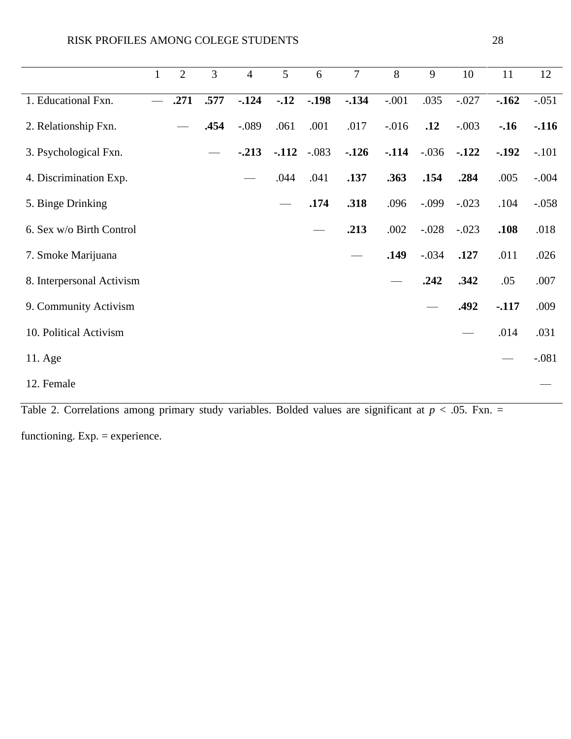| | 1 | 2 | 3 | 4 | 5 | 6 | 7 | 8 | 9 | 10 | 11 | 12 |
|---|---|---|---|---|---|---|---|---|---|---|---|---|
| 1. Educational Fxn. | — | **.271** | **.577** | **-.124** | **-.12** | **-.198** | **-.134** | -.001 | .035 | -.027 | **-.162** | -.051 |
| 2. Relationship Fxn. | | — | **.454** | -.089 | .061 | .001 | .017 | -.016 | **.12** | -.003 | **-.16** | **-.116** |
| 3. Psychological Fxn. | | | — | **-.213** | **-.112** | -.083 | **-.126** | **-.114** | -.036 | **-.122** | **-.192** | -.101 |
| 4. Discrimination Exp. | | | | — | .044 | .041 | **.137** | **.363** | **.154** | **.284** | .005 | -.004 |
| 5. Binge Drinking | | | | | — | **.174** | **.318** | .096 | -.099 | -.023 | .104 | -.058 |
| 6. Sex w/o Birth Control | | | | | | — | **.213** | .002 | -.028 | -.023 | **.108** | .018 |
| 7. Smoke Marijuana | | | | | | | — | **.149** | -.034 | **.127** | .011 | .026 |
| 8. Interpersonal Activism | | | | | | | | — | **.242** | **.342** | .05 | .007 |
| 9. Community Activism | | | | | | | | | — | **.492** | **-.117** | .009 |
| 10. Political Activism | | | | | | | | | | — | .014 | .031 |
| 11. Age | | | | | | | | | | | — | -.081 |
| 12. Female | | | | | | | | | | | | — |

Table 2. Correlations among primary study variables. Bolded values are significant at $p < .05$. Fxn. = functioning. Exp. = experience.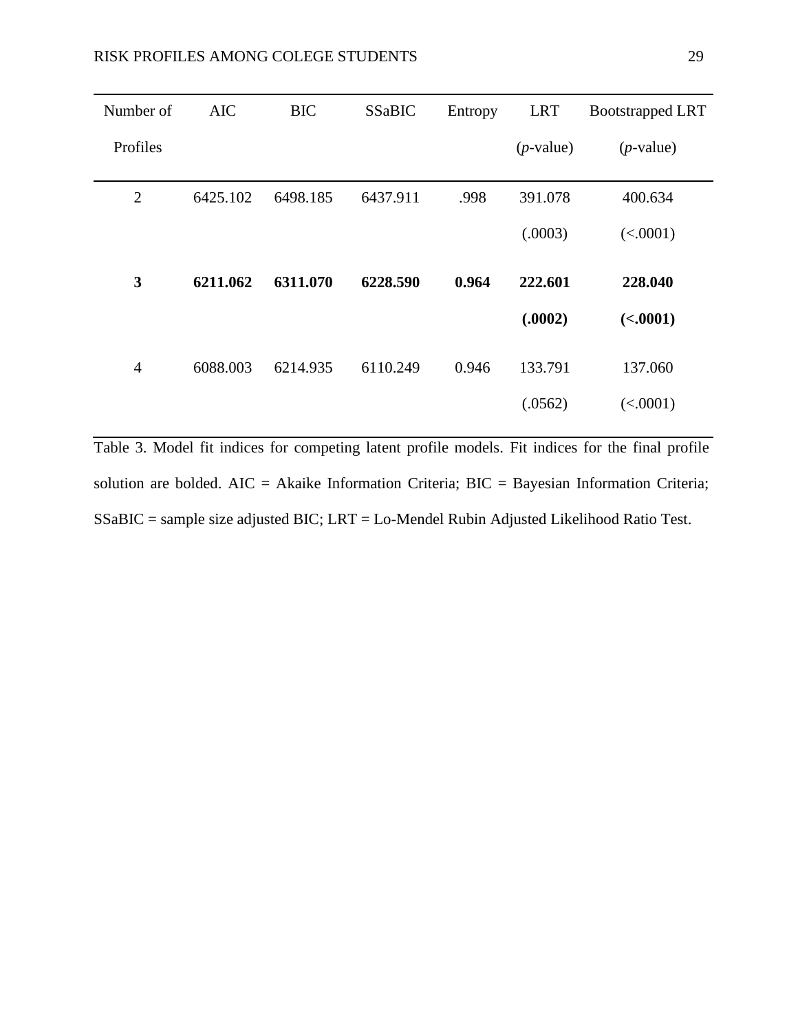| Number of Profiles | AIC | BIC | SSaBIC | Entropy | LRT (*p*-value) | Bootstrapped LRT (*p*-value) |
|---|---|---|---|---|---|---|
| 2 | 6425.102 | 6498.185 | 6437.911 | .998 | 391.078 (.0003) | 400.634 (<.0001) |
| **3** | **6211.062** | **6311.070** | **6228.590** | **0.964** | **222.601 (.0002)** | **228.040 (<.0001)** |
| 4 | 6088.003 | 6214.935 | 6110.249 | 0.946 | 133.791 (.0562) | 137.060 (<.0001) |

Table 3. Model fit indices for competing latent profile models. Fit indices for the final profile solution are bolded. AIC = Akaike Information Criteria; BIC = Bayesian Information Criteria; SSaBIC = sample size adjusted BIC; LRT = Lo-Mendel Rubin Adjusted Likelihood Ratio Test.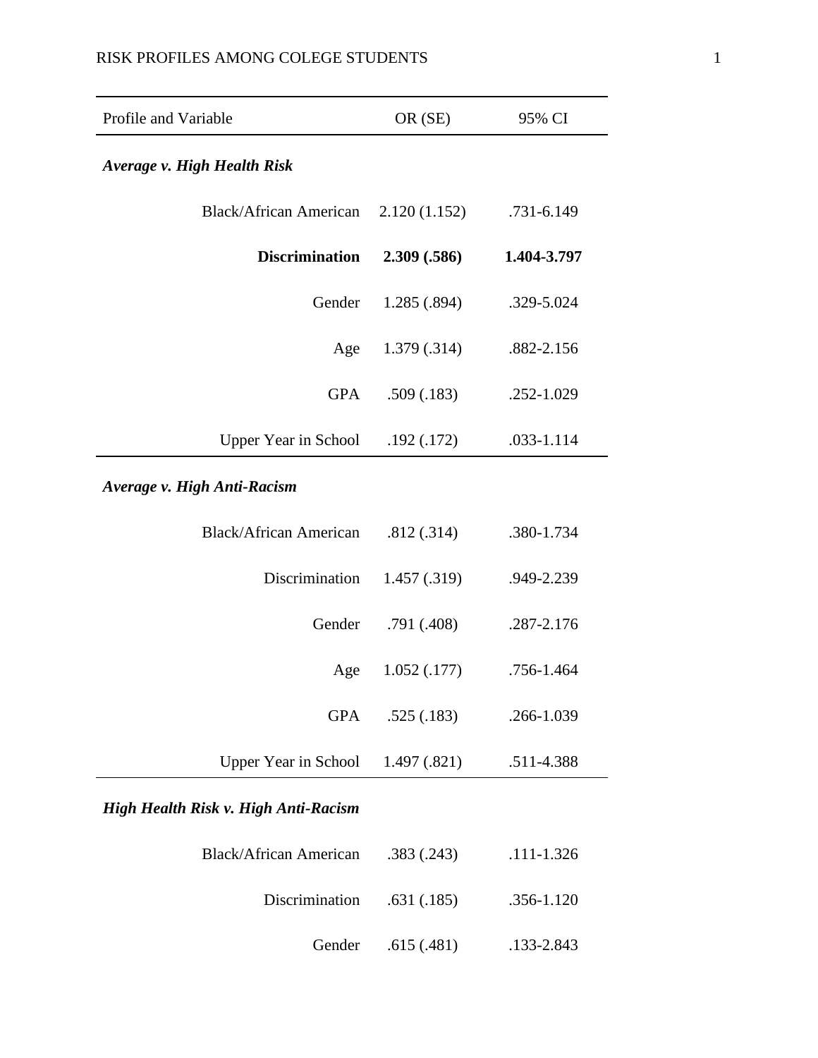| Profile and Variable | OR (SE) | 95% CI |
|---|---|---|
| ***Average v. High Health Risk*** | | |
| Black/African American | 2.120 (1.152) | .731-6.149 |
| **Discrimination** | **2.309 (.586)** | **1.404-3.797** |
| Gender | 1.285 (.894) | .329-5.024 |
| Age | 1.379 (.314) | .882-2.156 |
| GPA | .509 (.183) | .252-1.029 |
| Upper Year in School | .192 (.172) | .033-1.114 |
| ***Average v. High Anti-Racism*** | | |
| Black/African American | .812 (.314) | .380-1.734 |
| Discrimination | 1.457 (.319) | .949-2.239 |
| Gender | .791 (.408) | .287-2.176 |
| Age | 1.052 (.177) | .756-1.464 |
| GPA | .525 (.183) | .266-1.039 |
| Upper Year in School | 1.497 (.821) | .511-4.388 |
| ***High Health Risk v. High Anti-Racism*** | | |
| Black/African American | .383 (.243) | .111-1.326 |
| Discrimination | .631 (.185) | .356-1.120 |
| Gender | .615 (.481) | .133-2.843 |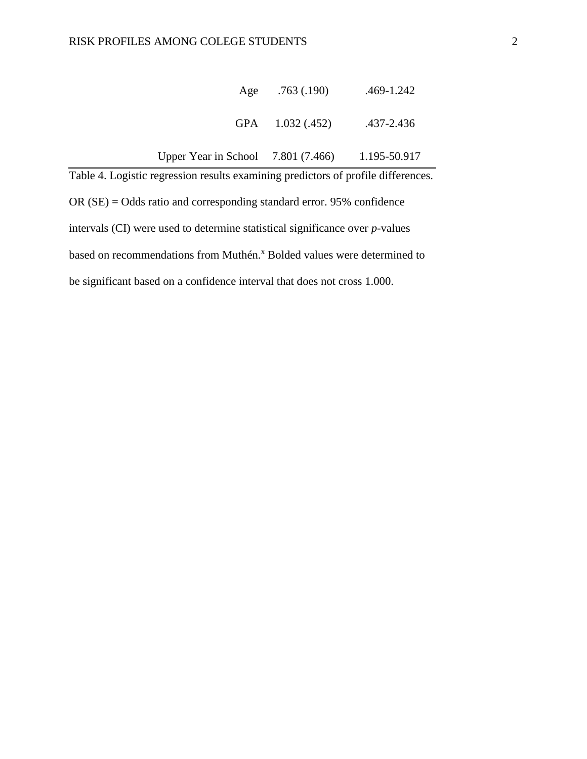| | OR (SE) | 95% CI |
|---|---|---|
| Age | .763 (.190) | .469-1.242 |
| GPA | 1.032 (.452) | .437-2.436 |
| Upper Year in School | 7.801 (7.466) | 1.195-50.917 |

Table 4. Logistic regression results examining predictors of profile differences. OR (SE) = Odds ratio and corresponding standard error. 95% confidence intervals (CI) were used to determine statistical significance over *p*-values based on recommendations from Muthén.[x] Bolded values were determined to be significant based on a confidence interval that does not cross 1.000.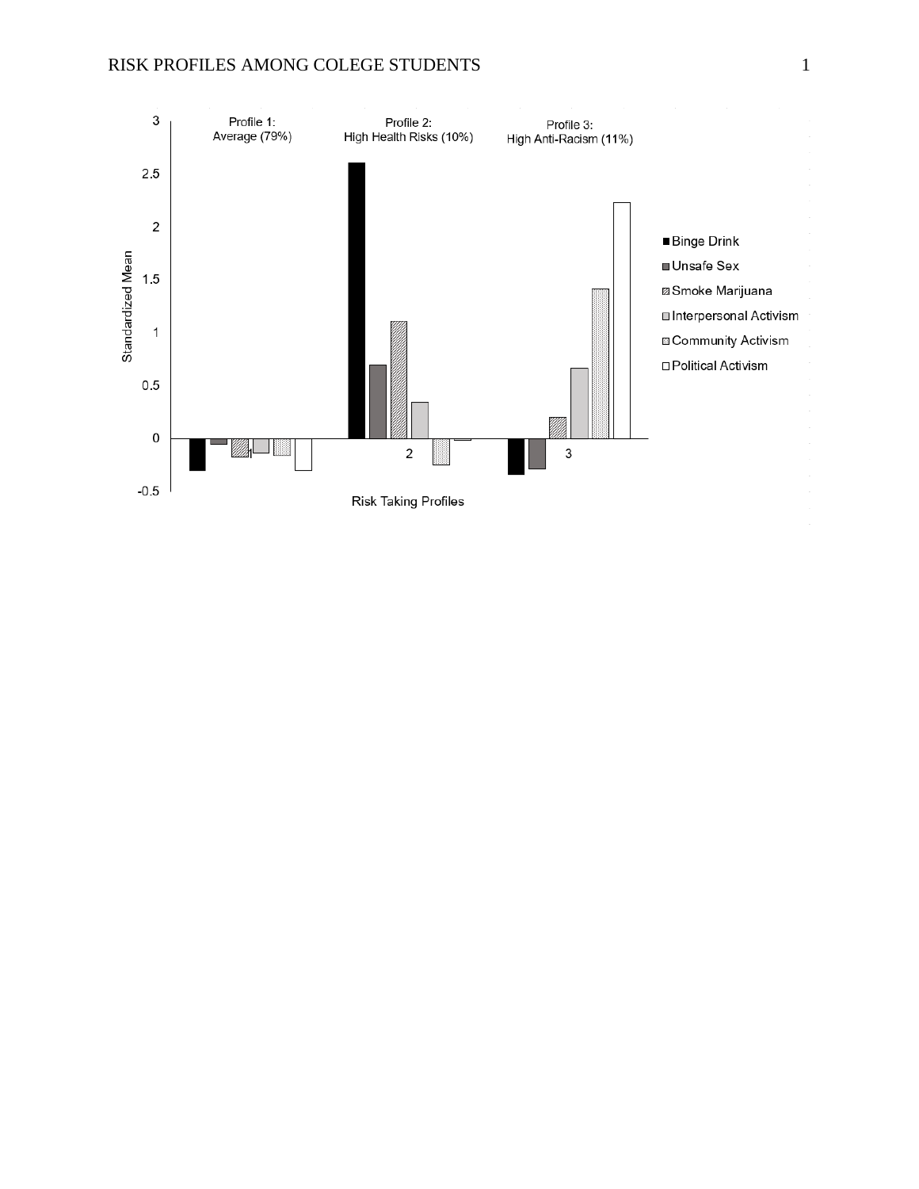Profile 1: Average (79%)

Profile 2: High Health Risks (10%)

Profile 3: High Anti-Racism (11%)

Standardized Mean

Risk Taking Profiles

- Binge Drink
- Unsafe Sex
- Smoke Marijuana
- Interpersonal Activism
- Community Activism
- Political Activism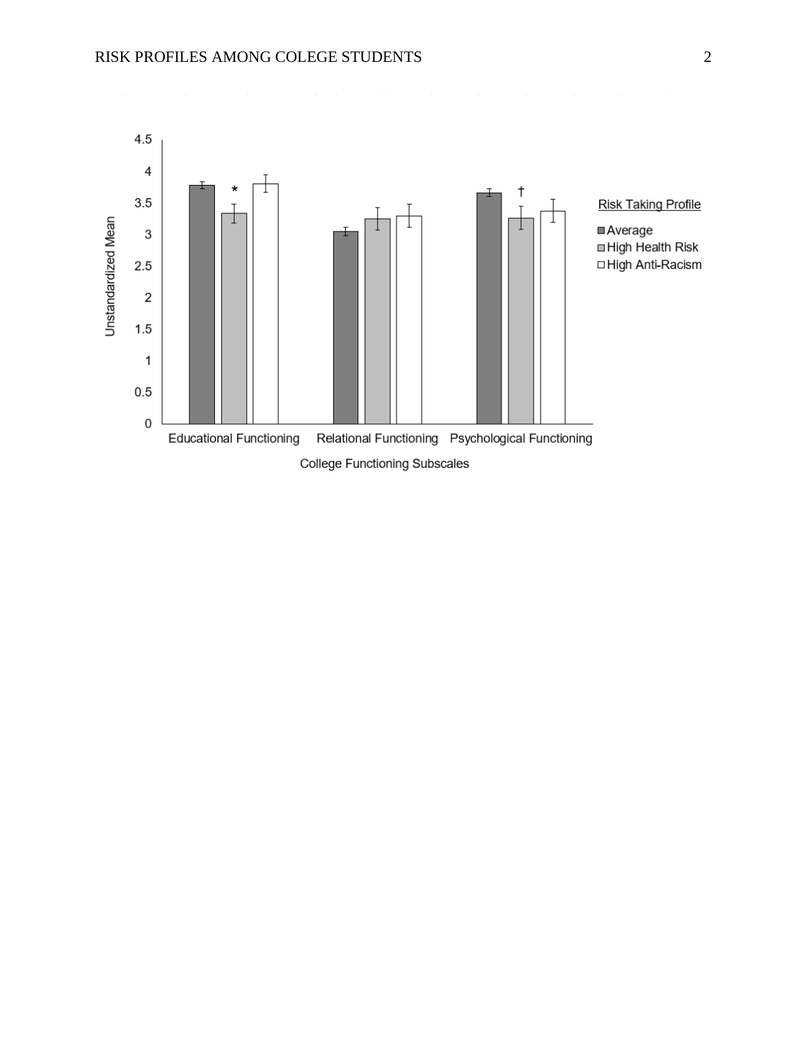Risk Taking Profile

- Average
- High Health Risk
- High Anti-Racism

Unstandardized Mean

4.5
4
3.5
3
2.5
2
1.5
1
0.5
0

\*

†

Educational Functioning | Relational Functioning | Psychological Functioning

College Functioning Subscales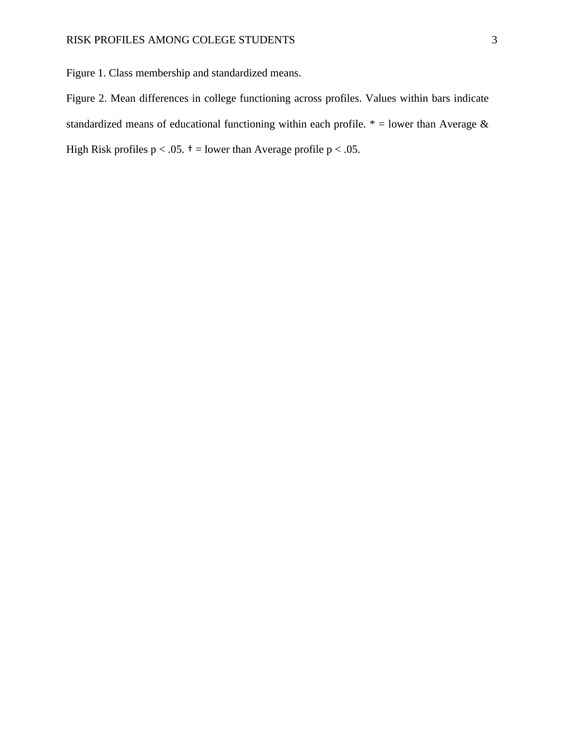Figure 1. Class membership and standardized means.

Figure 2. Mean differences in college functioning across profiles. Values within bars indicate standardized means of educational functioning within each profile. * = lower than Average & High Risk profiles $p < .05$. † = lower than Average profile $p < .05$.